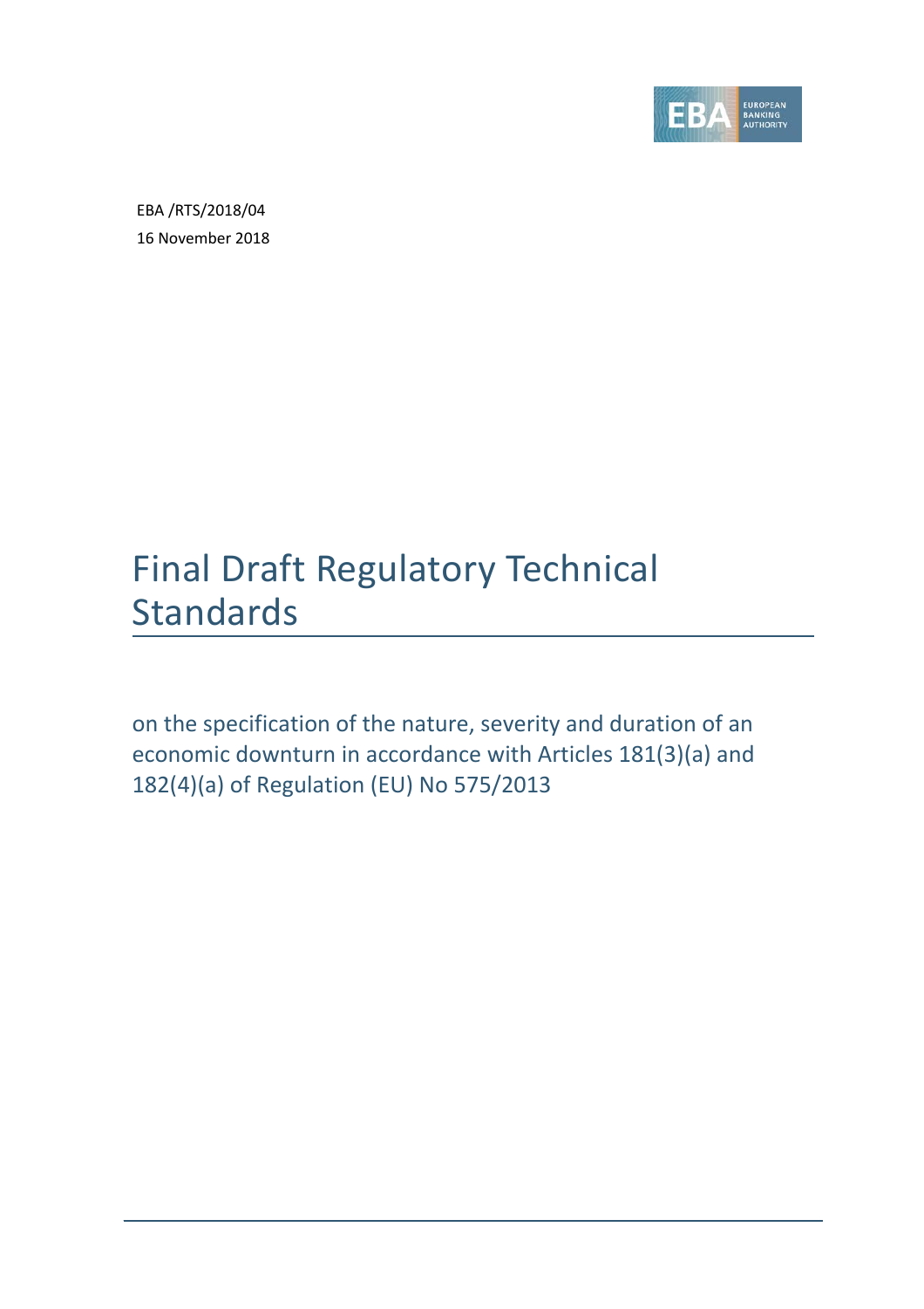EBA /RTS/2018/04

16 November 2018

# Final Draft Regulatory Technical Standards

on the specification of the nature, severity and duration of an economic downturn in accordance with Articles 181(3)(a) and 182(4)(a) of Regulation (EU) No 575/2013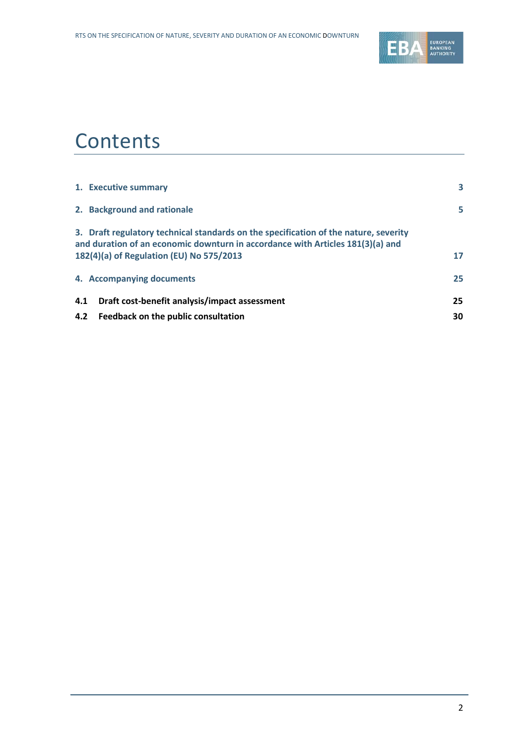# Contents

| | |
|---|---|
| **1. Executive summary** | **3** |
| **2. Background and rationale** | **5** |
| **3. Draft regulatory technical standards on the specification of the nature, severity and duration of an economic downturn in accordance with Articles 181(3)(a) and 182(4)(a) of Regulation (EU) No 575/2013** | **17** |
| **4. Accompanying documents** | **25** |
| **4.1 Draft cost-benefit analysis/impact assessment** | **25** |
| **4.2 Feedback on the public consultation** | **30** |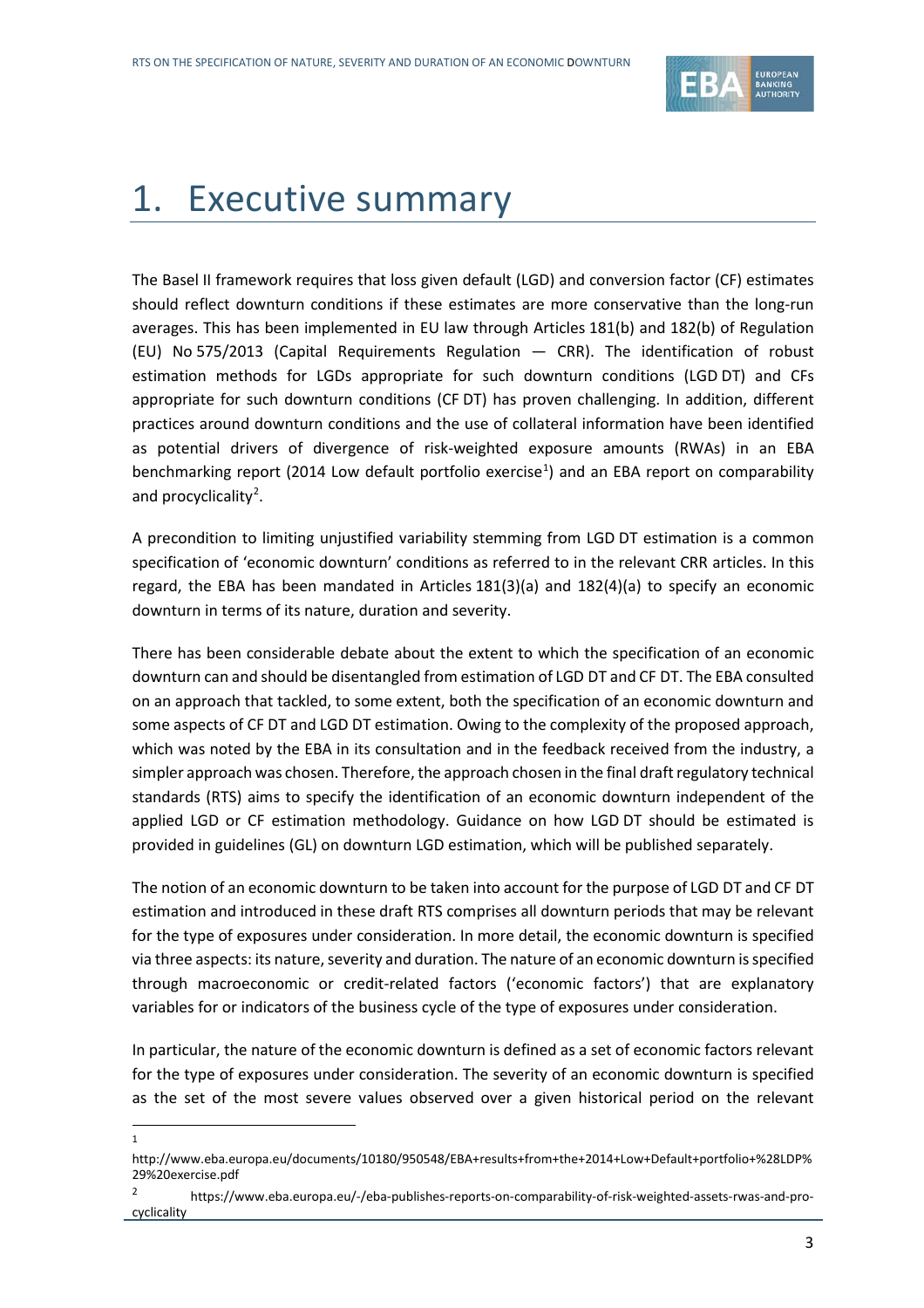# 1. Executive summary

The Basel II framework requires that loss given default (LGD) and conversion factor (CF) estimates should reflect downturn conditions if these estimates are more conservative than the long-run averages. This has been implemented in EU law through Articles 181(b) and 182(b) of Regulation (EU) No 575/2013 (Capital Requirements Regulation — CRR). The identification of robust estimation methods for LGDs appropriate for such downturn conditions (LGD DT) and CFs appropriate for such downturn conditions (CF DT) has proven challenging. In addition, different practices around downturn conditions and the use of collateral information have been identified as potential drivers of divergence of risk-weighted exposure amounts (RWAs) in an EBA benchmarking report (2014 Low default portfolio exercise[1]) and an EBA report on comparability and procyclicality[2].

A precondition to limiting unjustified variability stemming from LGD DT estimation is a common specification of 'economic downturn' conditions as referred to in the relevant CRR articles. In this regard, the EBA has been mandated in Articles 181(3)(a) and 182(4)(a) to specify an economic downturn in terms of its nature, duration and severity.

There has been considerable debate about the extent to which the specification of an economic downturn can and should be disentangled from estimation of LGD DT and CF DT. The EBA consulted on an approach that tackled, to some extent, both the specification of an economic downturn and some aspects of CF DT and LGD DT estimation. Owing to the complexity of the proposed approach, which was noted by the EBA in its consultation and in the feedback received from the industry, a simpler approach was chosen. Therefore, the approach chosen in the final draft regulatory technical standards (RTS) aims to specify the identification of an economic downturn independent of the applied LGD or CF estimation methodology. Guidance on how LGD DT should be estimated is provided in guidelines (GL) on downturn LGD estimation, which will be published separately.

The notion of an economic downturn to be taken into account for the purpose of LGD DT and CF DT estimation and introduced in these draft RTS comprises all downturn periods that may be relevant for the type of exposures under consideration. In more detail, the economic downturn is specified via three aspects: its nature, severity and duration. The nature of an economic downturn is specified through macroeconomic or credit-related factors ('economic factors') that are explanatory variables for or indicators of the business cycle of the type of exposures under consideration.

In particular, the nature of the economic downturn is defined as a set of economic factors relevant for the type of exposures under consideration. The severity of an economic downturn is specified as the set of the most severe values observed over a given historical period on the relevant

[1] http://www.eba.europa.eu/documents/10180/950548/EBA+results+from+the+2014+Low+Default+portfolio+%28LDP%29%20exercise.pdf

[2] https://www.eba.europa.eu/-/eba-publishes-reports-on-comparability-of-risk-weighted-assets-rwas-and-pro-cyclicality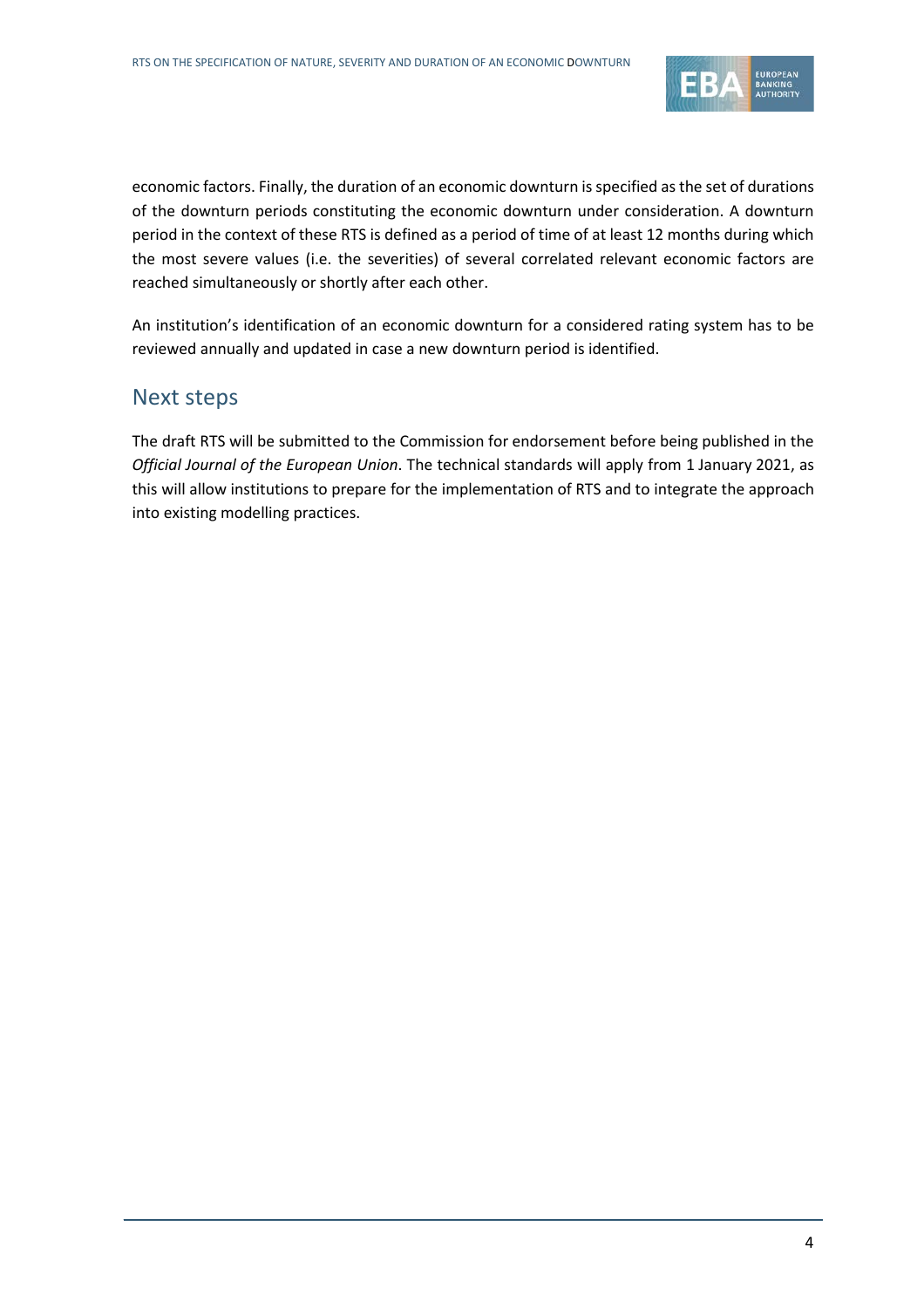economic factors. Finally, the duration of an economic downturn is specified as the set of durations of the downturn periods constituting the economic downturn under consideration. A downturn period in the context of these RTS is defined as a period of time of at least 12 months during which the most severe values (i.e. the severities) of several correlated relevant economic factors are reached simultaneously or shortly after each other.

An institution's identification of an economic downturn for a considered rating system has to be reviewed annually and updated in case a new downturn period is identified.

## Next steps

The draft RTS will be submitted to the Commission for endorsement before being published in the *Official Journal of the European Union*. The technical standards will apply from 1 January 2021, as this will allow institutions to prepare for the implementation of RTS and to integrate the approach into existing modelling practices.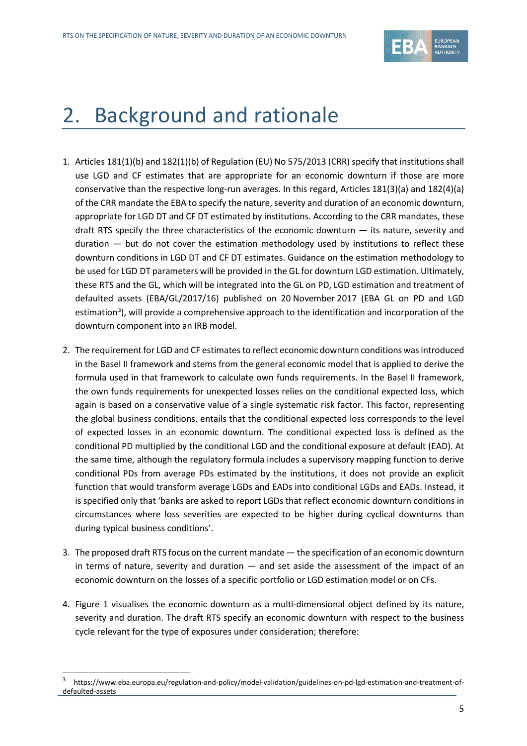# 2. Background and rationale

1. Articles 181(1)(b) and 182(1)(b) of Regulation (EU) No 575/2013 (CRR) specify that institutions shall use LGD and CF estimates that are appropriate for an economic downturn if those are more conservative than the respective long-run averages. In this regard, Articles 181(3)(a) and 182(4)(a) of the CRR mandate the EBA to specify the nature, severity and duration of an economic downturn, appropriate for LGD DT and CF DT estimated by institutions. According to the CRR mandates, these draft RTS specify the three characteristics of the economic downturn — its nature, severity and duration — but do not cover the estimation methodology used by institutions to reflect these downturn conditions in LGD DT and CF DT estimates. Guidance on the estimation methodology to be used for LGD DT parameters will be provided in the GL for downturn LGD estimation. Ultimately, these RTS and the GL, which will be integrated into the GL on PD, LGD estimation and treatment of defaulted assets (EBA/GL/2017/16) published on 20 November 2017 (EBA GL on PD and LGD estimation[3]), will provide a comprehensive approach to the identification and incorporation of the downturn component into an IRB model.

2. The requirement for LGD and CF estimates to reflect economic downturn conditions was introduced in the Basel II framework and stems from the general economic model that is applied to derive the formula used in that framework to calculate own funds requirements. In the Basel II framework, the own funds requirements for unexpected losses relies on the conditional expected loss, which again is based on a conservative value of a single systematic risk factor. This factor, representing the global business conditions, entails that the conditional expected loss corresponds to the level of expected losses in an economic downturn. The conditional expected loss is defined as the conditional PD multiplied by the conditional LGD and the conditional exposure at default (EAD). At the same time, although the regulatory formula includes a supervisory mapping function to derive conditional PDs from average PDs estimated by the institutions, it does not provide an explicit function that would transform average LGDs and EADs into conditional LGDs and EADs. Instead, it is specified only that 'banks are asked to report LGDs that reflect economic downturn conditions in circumstances where loss severities are expected to be higher during cyclical downturns than during typical business conditions'.

3. The proposed draft RTS focus on the current mandate — the specification of an economic downturn in terms of nature, severity and duration — and set aside the assessment of the impact of an economic downturn on the losses of a specific portfolio or LGD estimation model or on CFs.

4. Figure 1 visualises the economic downturn as a multi-dimensional object defined by its nature, severity and duration. The draft RTS specify an economic downturn with respect to the business cycle relevant for the type of exposures under consideration; therefore:

[3] https://www.eba.europa.eu/regulation-and-policy/model-validation/guidelines-on-pd-lgd-estimation-and-treatment-of-defaulted-assets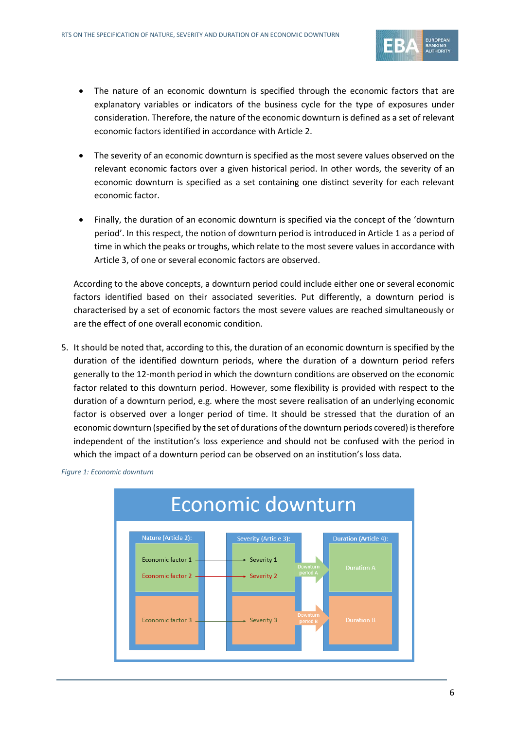- The nature of an economic downturn is specified through the economic factors that are explanatory variables or indicators of the business cycle for the type of exposures under consideration. Therefore, the nature of the economic downturn is defined as a set of relevant economic factors identified in accordance with Article 2.

- The severity of an economic downturn is specified as the most severe values observed on the relevant economic factors over a given historical period. In other words, the severity of an economic downturn is specified as a set containing one distinct severity for each relevant economic factor.

- Finally, the duration of an economic downturn is specified via the concept of the 'downturn period'. In this respect, the notion of downturn period is introduced in Article 1 as a period of time in which the peaks or troughs, which relate to the most severe values in accordance with Article 3, of one or several economic factors are observed.

According to the above concepts, a downturn period could include either one or several economic factors identified based on their associated severities. Put differently, a downturn period is characterised by a set of economic factors the most severe values are reached simultaneously or are the effect of one overall economic condition.

5. It should be noted that, according to this, the duration of an economic downturn is specified by the duration of the identified downturn periods, where the duration of a downturn period refers generally to the 12-month period in which the downturn conditions are observed on the economic factor related to this downturn period. However, some flexibility is provided with respect to the duration of a downturn period, e.g. where the most severe realisation of an underlying economic factor is observed over a longer period of time. It should be stressed that the duration of an economic downturn (specified by the set of durations of the downturn periods covered) is therefore independent of the institution's loss experience and should not be confused with the period in which the impact of a downturn period can be observed on an institution's loss data.

*Figure 1: Economic downturn*

Economic downturn

Nature (Article 2): Economic factor 1, Economic factor 2, Economic factor 3

Severity (Article 3): Severity 1, Severity 2, Severity 3

Downturn period A, Downturn period B

Duration (Article 4): Duration A, Duration B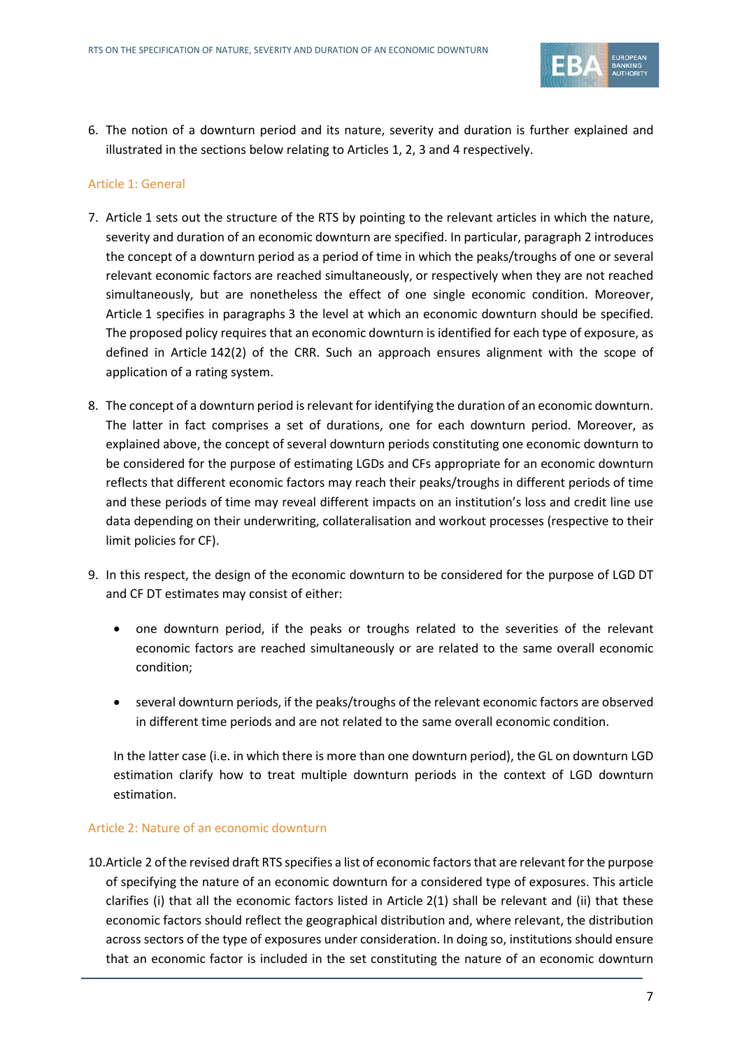6. The notion of a downturn period and its nature, severity and duration is further explained and illustrated in the sections below relating to Articles 1, 2, 3 and 4 respectively.

### Article 1: General

7. Article 1 sets out the structure of the RTS by pointing to the relevant articles in which the nature, severity and duration of an economic downturn are specified. In particular, paragraph 2 introduces the concept of a downturn period as a period of time in which the peaks/troughs of one or several relevant economic factors are reached simultaneously, or respectively when they are not reached simultaneously, but are nonetheless the effect of one single economic condition. Moreover, Article 1 specifies in paragraphs 3 the level at which an economic downturn should be specified. The proposed policy requires that an economic downturn is identified for each type of exposure, as defined in Article 142(2) of the CRR. Such an approach ensures alignment with the scope of application of a rating system.

8. The concept of a downturn period is relevant for identifying the duration of an economic downturn. The latter in fact comprises a set of durations, one for each downturn period. Moreover, as explained above, the concept of several downturn periods constituting one economic downturn to be considered for the purpose of estimating LGDs and CFs appropriate for an economic downturn reflects that different economic factors may reach their peaks/troughs in different periods of time and these periods of time may reveal different impacts on an institution's loss and credit line use data depending on their underwriting, collateralisation and workout processes (respective to their limit policies for CF).

9. In this respect, the design of the economic downturn to be considered for the purpose of LGD DT and CF DT estimates may consist of either:

   - one downturn period, if the peaks or troughs related to the severities of the relevant economic factors are reached simultaneously or are related to the same overall economic condition;
   - several downturn periods, if the peaks/troughs of the relevant economic factors are observed in different time periods and are not related to the same overall economic condition.

   In the latter case (i.e. in which there is more than one downturn period), the GL on downturn LGD estimation clarify how to treat multiple downturn periods in the context of LGD downturn estimation.

### Article 2: Nature of an economic downturn

10. Article 2 of the revised draft RTS specifies a list of economic factors that are relevant for the purpose of specifying the nature of an economic downturn for a considered type of exposures. This article clarifies (i) that all the economic factors listed in Article 2(1) shall be relevant and (ii) that these economic factors should reflect the geographical distribution and, where relevant, the distribution across sectors of the type of exposures under consideration. In doing so, institutions should ensure that an economic factor is included in the set constituting the nature of an economic downturn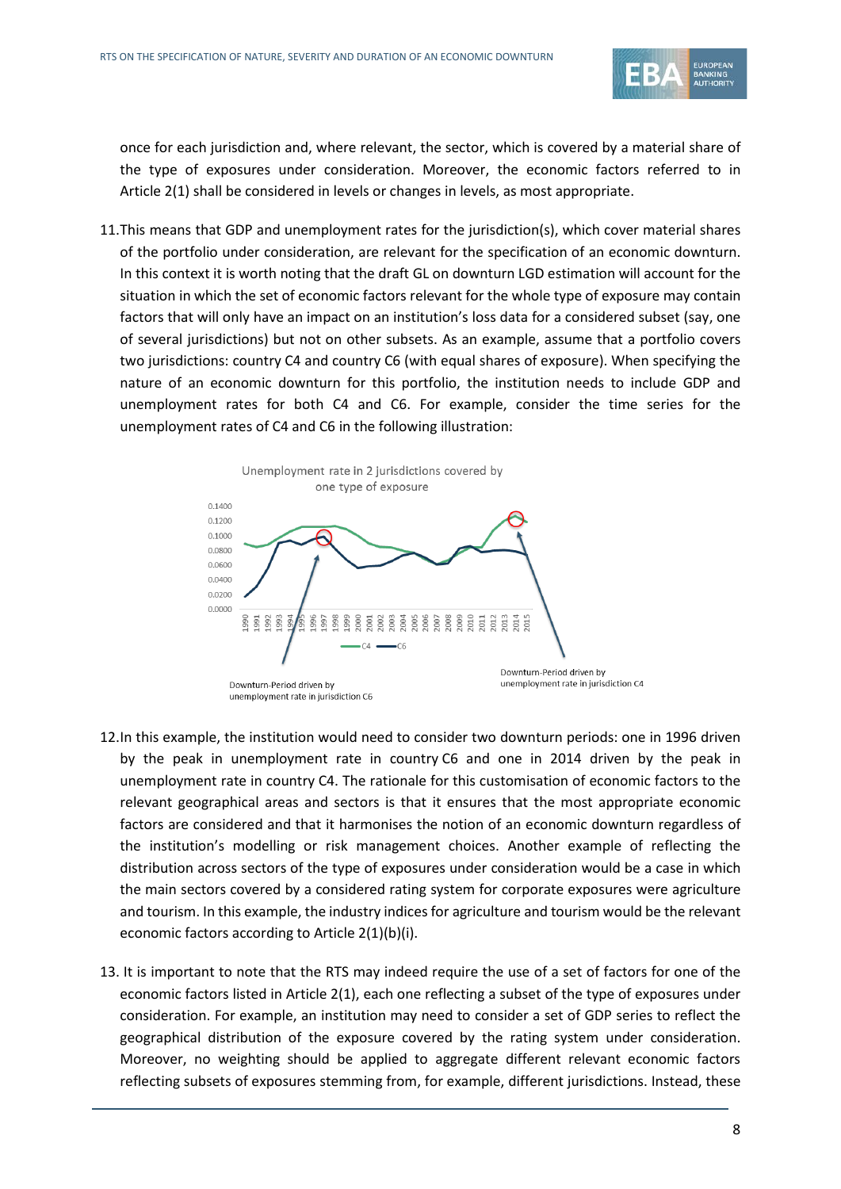once for each jurisdiction and, where relevant, the sector, which is covered by a material share of the type of exposures under consideration. Moreover, the economic factors referred to in Article 2(1) shall be considered in levels or changes in levels, as most appropriate.

11. This means that GDP and unemployment rates for the jurisdiction(s), which cover material shares of the portfolio under consideration, are relevant for the specification of an economic downturn. In this context it is worth noting that the draft GL on downturn LGD estimation will account for the situation in which the set of economic factors relevant for the whole type of exposure may contain factors that will only have an impact on an institution's loss data for a considered subset (say, one of several jurisdictions) but not on other subsets. As an example, assume that a portfolio covers two jurisdictions: country C4 and country C6 (with equal shares of exposure). When specifying the nature of an economic downturn for this portfolio, the institution needs to include GDP and unemployment rates for both C4 and C6. For example, consider the time series for the unemployment rates of C4 and C6 in the following illustration:

Unemployment rate in 2 jurisdictions covered by one type of exposure

Downturn-Period driven by unemployment rate in jurisdiction C6

Downturn-Period driven by unemployment rate in jurisdiction C4

12. In this example, the institution would need to consider two downturn periods: one in 1996 driven by the peak in unemployment rate in country C6 and one in 2014 driven by the peak in unemployment rate in country C4. The rationale for this customisation of economic factors to the relevant geographical areas and sectors is that it ensures that the most appropriate economic factors are considered and that it harmonises the notion of an economic downturn regardless of the institution's modelling or risk management choices. Another example of reflecting the distribution across sectors of the type of exposures under consideration would be a case in which the main sectors covered by a considered rating system for corporate exposures were agriculture and tourism. In this example, the industry indices for agriculture and tourism would be the relevant economic factors according to Article 2(1)(b)(i).

13. It is important to note that the RTS may indeed require the use of a set of factors for one of the economic factors listed in Article 2(1), each one reflecting a subset of the type of exposures under consideration. For example, an institution may need to consider a set of GDP series to reflect the geographical distribution of the exposure covered by the rating system under consideration. Moreover, no weighting should be applied to aggregate different relevant economic factors reflecting subsets of exposures stemming from, for example, different jurisdictions. Instead, these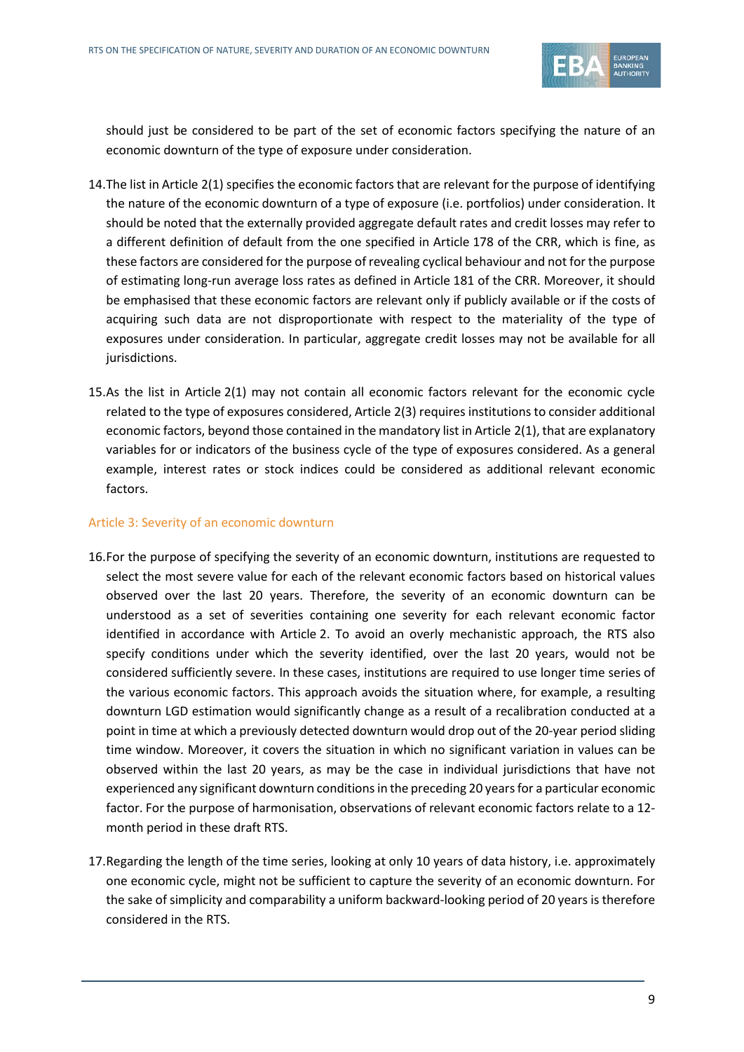should just be considered to be part of the set of economic factors specifying the nature of an economic downturn of the type of exposure under consideration.

14. The list in Article 2(1) specifies the economic factors that are relevant for the purpose of identifying the nature of the economic downturn of a type of exposure (i.e. portfolios) under consideration. It should be noted that the externally provided aggregate default rates and credit losses may refer to a different definition of default from the one specified in Article 178 of the CRR, which is fine, as these factors are considered for the purpose of revealing cyclical behaviour and not for the purpose of estimating long-run average loss rates as defined in Article 181 of the CRR. Moreover, it should be emphasised that these economic factors are relevant only if publicly available or if the costs of acquiring such data are not disproportionate with respect to the materiality of the type of exposures under consideration. In particular, aggregate credit losses may not be available for all jurisdictions.

15. As the list in Article 2(1) may not contain all economic factors relevant for the economic cycle related to the type of exposures considered, Article 2(3) requires institutions to consider additional economic factors, beyond those contained in the mandatory list in Article 2(1), that are explanatory variables for or indicators of the business cycle of the type of exposures considered. As a general example, interest rates or stock indices could be considered as additional relevant economic factors.

### Article 3: Severity of an economic downturn

16. For the purpose of specifying the severity of an economic downturn, institutions are requested to select the most severe value for each of the relevant economic factors based on historical values observed over the last 20 years. Therefore, the severity of an economic downturn can be understood as a set of severities containing one severity for each relevant economic factor identified in accordance with Article 2. To avoid an overly mechanistic approach, the RTS also specify conditions under which the severity identified, over the last 20 years, would not be considered sufficiently severe. In these cases, institutions are required to use longer time series of the various economic factors. This approach avoids the situation where, for example, a resulting downturn LGD estimation would significantly change as a result of a recalibration conducted at a point in time at which a previously detected downturn would drop out of the 20-year period sliding time window. Moreover, it covers the situation in which no significant variation in values can be observed within the last 20 years, as may be the case in individual jurisdictions that have not experienced any significant downturn conditions in the preceding 20 years for a particular economic factor. For the purpose of harmonisation, observations of relevant economic factors relate to a 12-month period in these draft RTS.

17. Regarding the length of the time series, looking at only 10 years of data history, i.e. approximately one economic cycle, might not be sufficient to capture the severity of an economic downturn. For the sake of simplicity and comparability a uniform backward-looking period of 20 years is therefore considered in the RTS.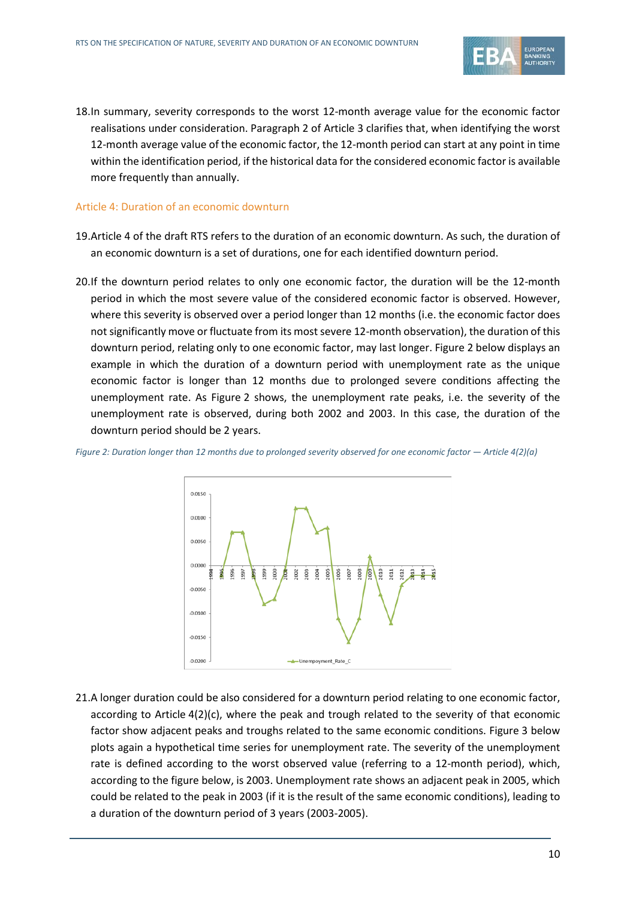18. In summary, severity corresponds to the worst 12-month average value for the economic factor realisations under consideration. Paragraph 2 of Article 3 clarifies that, when identifying the worst 12-month average value of the economic factor, the 12-month period can start at any point in time within the identification period, if the historical data for the considered economic factor is available more frequently than annually.

### Article 4: Duration of an economic downturn

19. Article 4 of the draft RTS refers to the duration of an economic downturn. As such, the duration of an economic downturn is a set of durations, one for each identified downturn period.

20. If the downturn period relates to only one economic factor, the duration will be the 12-month period in which the most severe value of the considered economic factor is observed. However, where this severity is observed over a period longer than 12 months (i.e. the economic factor does not significantly move or fluctuate from its most severe 12-month observation), the duration of this downturn period, relating only to one economic factor, may last longer. Figure 2 below displays an example in which the duration of a downturn period with unemployment rate as the unique economic factor is longer than 12 months due to prolonged severe conditions affecting the unemployment rate. As Figure 2 shows, the unemployment rate peaks, i.e. the severity of the unemployment rate is observed, during both 2002 and 2003. In this case, the duration of the downturn period should be 2 years.

*Figure 2: Duration longer than 12 months due to prolonged severity observed for one economic factor — Article 4(2)(a)*

21. A longer duration could be also considered for a downturn period relating to one economic factor, according to Article 4(2)(c), where the peak and trough related to the severity of that economic factor show adjacent peaks and troughs related to the same economic conditions. Figure 3 below plots again a hypothetical time series for unemployment rate. The severity of the unemployment rate is defined according to the worst observed value (referring to a 12-month period), which, according to the figure below, is 2003. Unemployment rate shows an adjacent peak in 2005, which could be related to the peak in 2003 (if it is the result of the same economic conditions), leading to a duration of the downturn period of 3 years (2003-2005).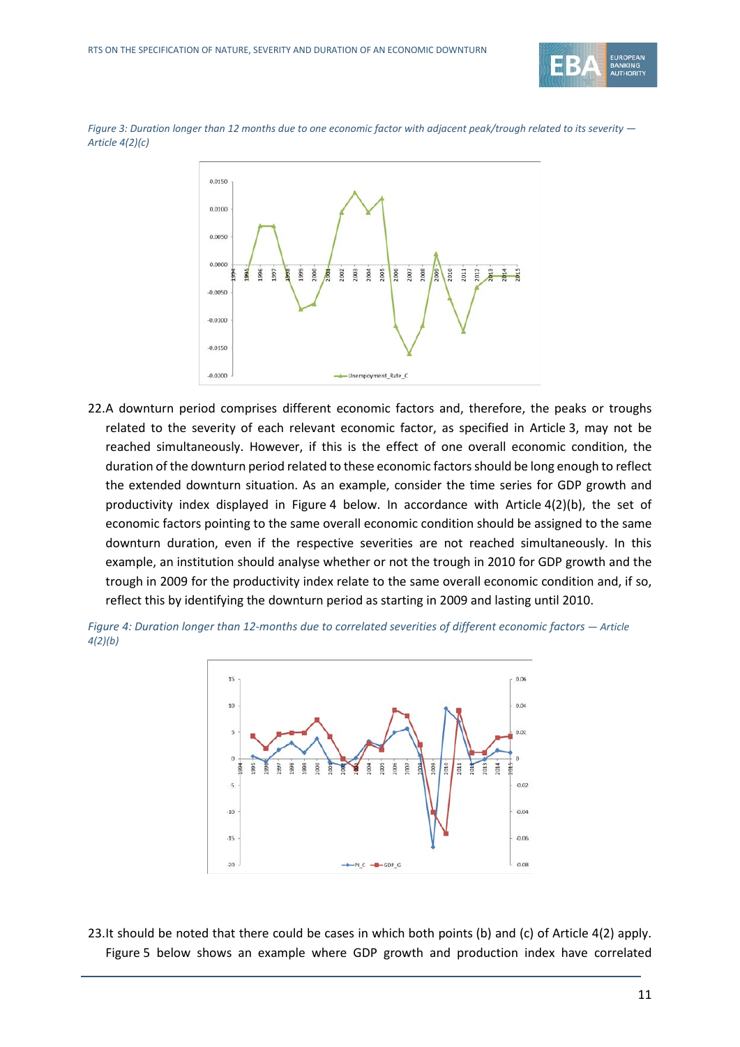*Figure 3: Duration longer than 12 months due to one economic factor with adjacent peak/trough related to its severity — Article 4(2)(c)*

22. A downturn period comprises different economic factors and, therefore, the peaks or troughs related to the severity of each relevant economic factor, as specified in Article 3, may not be reached simultaneously. However, if this is the effect of one overall economic condition, the duration of the downturn period related to these economic factors should be long enough to reflect the extended downturn situation. As an example, consider the time series for GDP growth and productivity index displayed in Figure 4 below. In accordance with Article 4(2)(b), the set of economic factors pointing to the same overall economic condition should be assigned to the same downturn duration, even if the respective severities are not reached simultaneously. In this example, an institution should analyse whether or not the trough in 2010 for GDP growth and the trough in 2009 for the productivity index relate to the same overall economic condition and, if so, reflect this by identifying the downturn period as starting in 2009 and lasting until 2010.

*Figure 4: Duration longer than 12-months due to correlated severities of different economic factors — Article 4(2)(b)*

23. It should be noted that there could be cases in which both points (b) and (c) of Article 4(2) apply. Figure 5 below shows an example where GDP growth and production index have correlated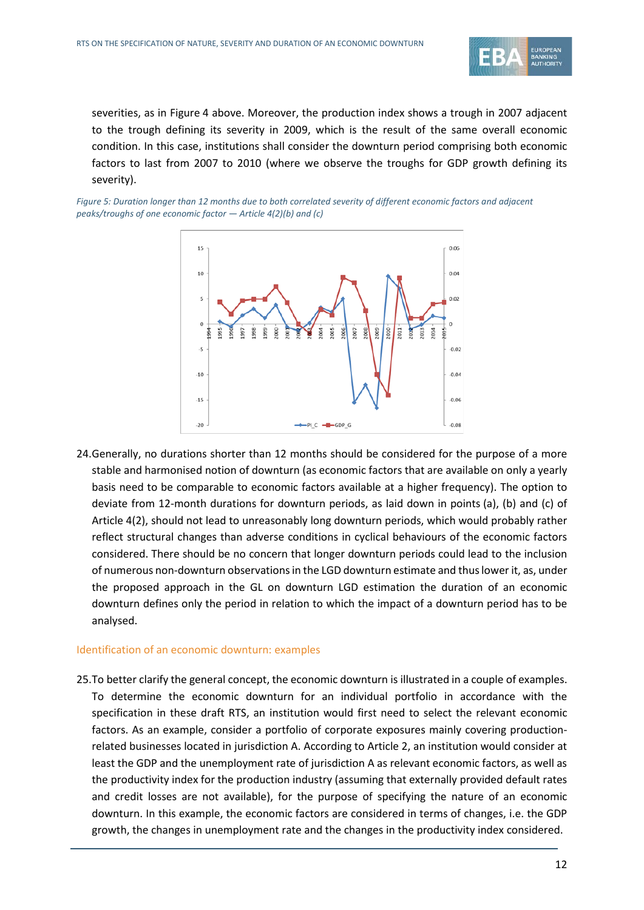severities, as in Figure 4 above. Moreover, the production index shows a trough in 2007 adjacent to the trough defining its severity in 2009, which is the result of the same overall economic condition. In this case, institutions shall consider the downturn period comprising both economic factors to last from 2007 to 2010 (where we observe the troughs for GDP growth defining its severity).

*Figure 5: Duration longer than 12 months due to both correlated severity of different economic factors and adjacent peaks/troughs of one economic factor — Article 4(2)(b) and (c)*

24. Generally, no durations shorter than 12 months should be considered for the purpose of a more stable and harmonised notion of downturn (as economic factors that are available on only a yearly basis need to be comparable to economic factors available at a higher frequency). The option to deviate from 12-month durations for downturn periods, as laid down in points (a), (b) and (c) of Article 4(2), should not lead to unreasonably long downturn periods, which would probably rather reflect structural changes than adverse conditions in cyclical behaviours of the economic factors considered. There should be no concern that longer downturn periods could lead to the inclusion of numerous non-downturn observations in the LGD downturn estimate and thus lower it, as, under the proposed approach in the GL on downturn LGD estimation the duration of an economic downturn defines only the period in relation to which the impact of a downturn period has to be analysed.

## Identification of an economic downturn: examples

25. To better clarify the general concept, the economic downturn is illustrated in a couple of examples. To determine the economic downturn for an individual portfolio in accordance with the specification in these draft RTS, an institution would first need to select the relevant economic factors. As an example, consider a portfolio of corporate exposures mainly covering production-related businesses located in jurisdiction A. According to Article 2, an institution would consider at least the GDP and the unemployment rate of jurisdiction A as relevant economic factors, as well as the productivity index for the production industry (assuming that externally provided default rates and credit losses are not available), for the purpose of specifying the nature of an economic downturn. In this example, the economic factors are considered in terms of changes, i.e. the GDP growth, the changes in unemployment rate and the changes in the productivity index considered.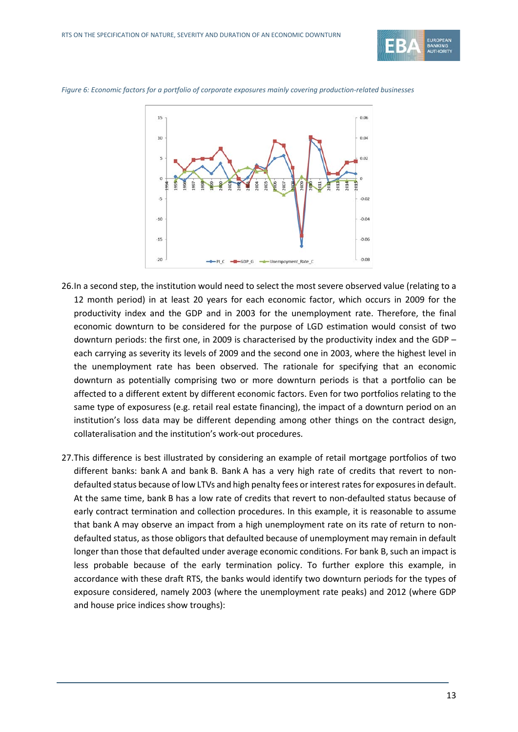*Figure 6: Economic factors for a portfolio of corporate exposures mainly covering production-related businesses*

26. In a second step, the institution would need to select the most severe observed value (relating to a 12 month period) in at least 20 years for each economic factor, which occurs in 2009 for the productivity index and the GDP and in 2003 for the unemployment rate. Therefore, the final economic downturn to be considered for the purpose of LGD estimation would consist of two downturn periods: the first one, in 2009 is characterised by the productivity index and the GDP – each carrying as severity its levels of 2009 and the second one in 2003, where the highest level in the unemployment rate has been observed. The rationale for specifying that an economic downturn as potentially comprising two or more downturn periods is that a portfolio can be affected to a different extent by different economic factors. Even for two portfolios relating to the same type of exposuress (e.g. retail real estate financing), the impact of a downturn period on an institution's loss data may be different depending among other things on the contract design, collateralisation and the institution's work-out procedures.

27. This difference is best illustrated by considering an example of retail mortgage portfolios of two different banks: bank A and bank B. Bank A has a very high rate of credits that revert to non-defaulted status because of low LTVs and high penalty fees or interest rates for exposures in default. At the same time, bank B has a low rate of credits that revert to non-defaulted status because of early contract termination and collection procedures. In this example, it is reasonable to assume that bank A may observe an impact from a high unemployment rate on its rate of return to non-defaulted status, as those obligors that defaulted because of unemployment may remain in default longer than those that defaulted under average economic conditions. For bank B, such an impact is less probable because of the early termination policy. To further explore this example, in accordance with these draft RTS, the banks would identify two downturn periods for the types of exposure considered, namely 2003 (where the unemployment rate peaks) and 2012 (where GDP and house price indices show troughs):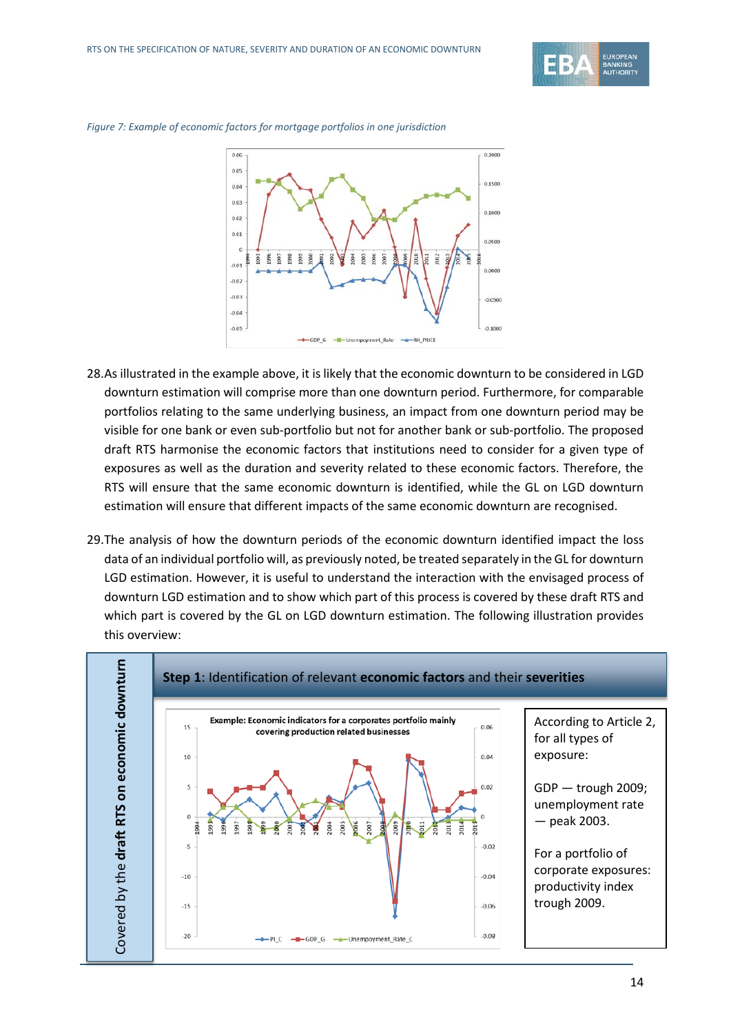*Figure 7: Example of economic factors for mortgage portfolios in one jurisdiction*

28. As illustrated in the example above, it is likely that the economic downturn to be considered in LGD downturn estimation will comprise more than one downturn period. Furthermore, for comparable portfolios relating to the same underlying business, an impact from one downturn period may be visible for one bank or even sub-portfolio but not for another bank or sub-portfolio. The proposed draft RTS harmonise the economic factors that institutions need to consider for a given type of exposures as well as the duration and severity related to these economic factors. Therefore, the RTS will ensure that the same economic downturn is identified, while the GL on LGD downturn estimation will ensure that different impacts of the same economic downturn are recognised.

29. The analysis of how the downturn periods of the economic downturn identified impact the loss data of an individual portfolio will, as previously noted, be treated separately in the GL for downturn LGD estimation. However, it is useful to understand the interaction with the envisaged process of downturn LGD estimation and to show which part of this process is covered by these draft RTS and which part is covered by the GL on LGD downturn estimation. The following illustration provides this overview:

Covered by the **draft RTS** on economic downturn

**Step 1**: Identification of relevant **economic factors** and their **severities**

Example: Economic indicators for a corporates portfolio mainly covering production related businesses

According to Article 2, for all types of exposure:

GDP — trough 2009; unemployment rate — peak 2003.

For a portfolio of corporate exposures: productivity index trough 2009.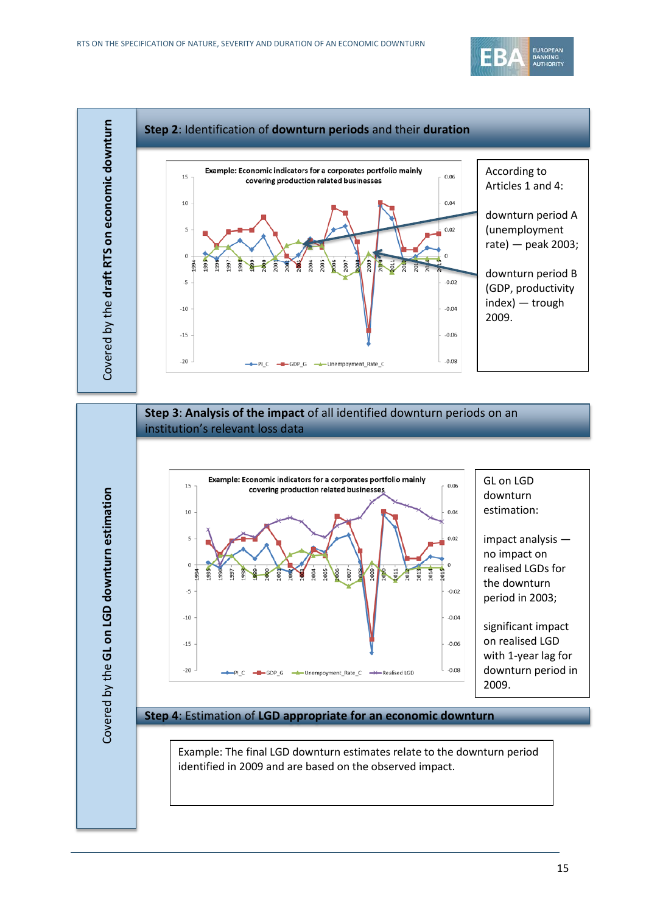Covered by the **draft RTS on economic downturn**

**Step 2**: Identification of **downturn periods** and their **duration**

Example: Economic indicators for a corporates portfolio mainly covering production related businesses

According to Articles 1 and 4:

downturn period A (unemployment rate) — peak 2003;

downturn period B (GDP, productivity index) — trough 2009.

Covered by the **GL on LGD downturn estimation**

**Step 3**: **Analysis of the impact** of all identified downturn periods on an institution's relevant loss data

Example: Economic indicators for a corporates portfolio mainly covering production related businesses

GL on LGD downturn estimation:

impact analysis — no impact on realised LGDs for the downturn period in 2003;

significant impact on realised LGD with 1-year lag for downturn period in 2009.

**Step 4**: Estimation of **LGD appropriate for an economic downturn**

Example: The final LGD downturn estimates relate to the downturn period identified in 2009 and are based on the observed impact.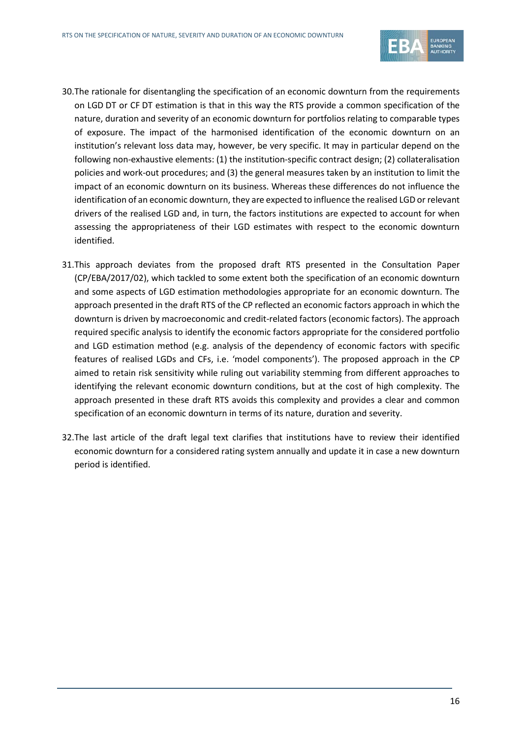30. The rationale for disentangling the specification of an economic downturn from the requirements on LGD DT or CF DT estimation is that in this way the RTS provide a common specification of the nature, duration and severity of an economic downturn for portfolios relating to comparable types of exposure. The impact of the harmonised identification of the economic downturn on an institution's relevant loss data may, however, be very specific. It may in particular depend on the following non-exhaustive elements: (1) the institution-specific contract design; (2) collateralisation policies and work-out procedures; and (3) the general measures taken by an institution to limit the impact of an economic downturn on its business. Whereas these differences do not influence the identification of an economic downturn, they are expected to influence the realised LGD or relevant drivers of the realised LGD and, in turn, the factors institutions are expected to account for when assessing the appropriateness of their LGD estimates with respect to the economic downturn identified.

31. This approach deviates from the proposed draft RTS presented in the Consultation Paper (CP/EBA/2017/02), which tackled to some extent both the specification of an economic downturn and some aspects of LGD estimation methodologies appropriate for an economic downturn. The approach presented in the draft RTS of the CP reflected an economic factors approach in which the downturn is driven by macroeconomic and credit-related factors (economic factors). The approach required specific analysis to identify the economic factors appropriate for the considered portfolio and LGD estimation method (e.g. analysis of the dependency of economic factors with specific features of realised LGDs and CFs, i.e. 'model components'). The proposed approach in the CP aimed to retain risk sensitivity while ruling out variability stemming from different approaches to identifying the relevant economic downturn conditions, but at the cost of high complexity. The approach presented in these draft RTS avoids this complexity and provides a clear and common specification of an economic downturn in terms of its nature, duration and severity.

32. The last article of the draft legal text clarifies that institutions have to review their identified economic downturn for a considered rating system annually and update it in case a new downturn period is identified.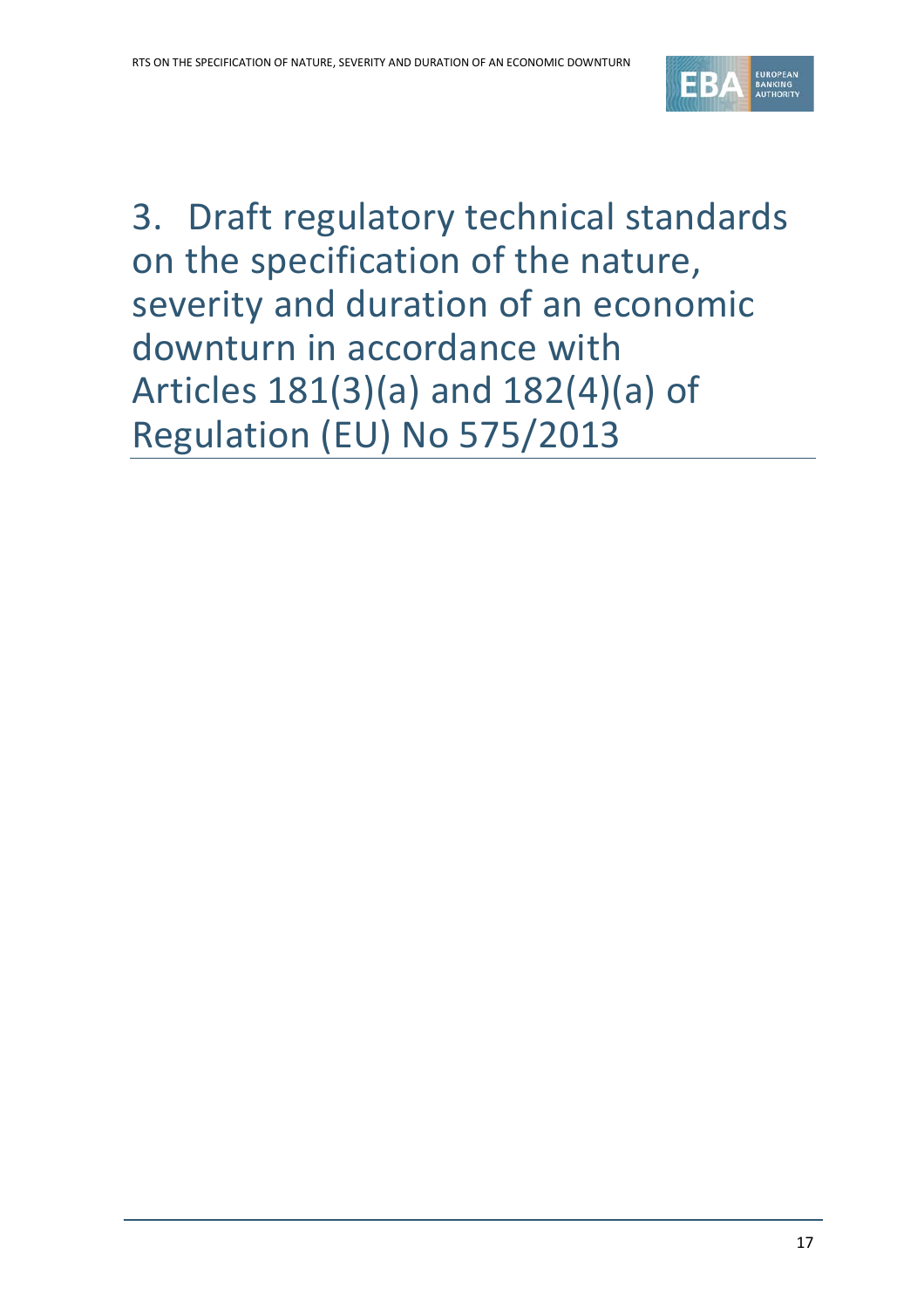# 3. Draft regulatory technical standards on the specification of the nature, severity and duration of an economic downturn in accordance with Articles 181(3)(a) and 182(4)(a) of Regulation (EU) No 575/2013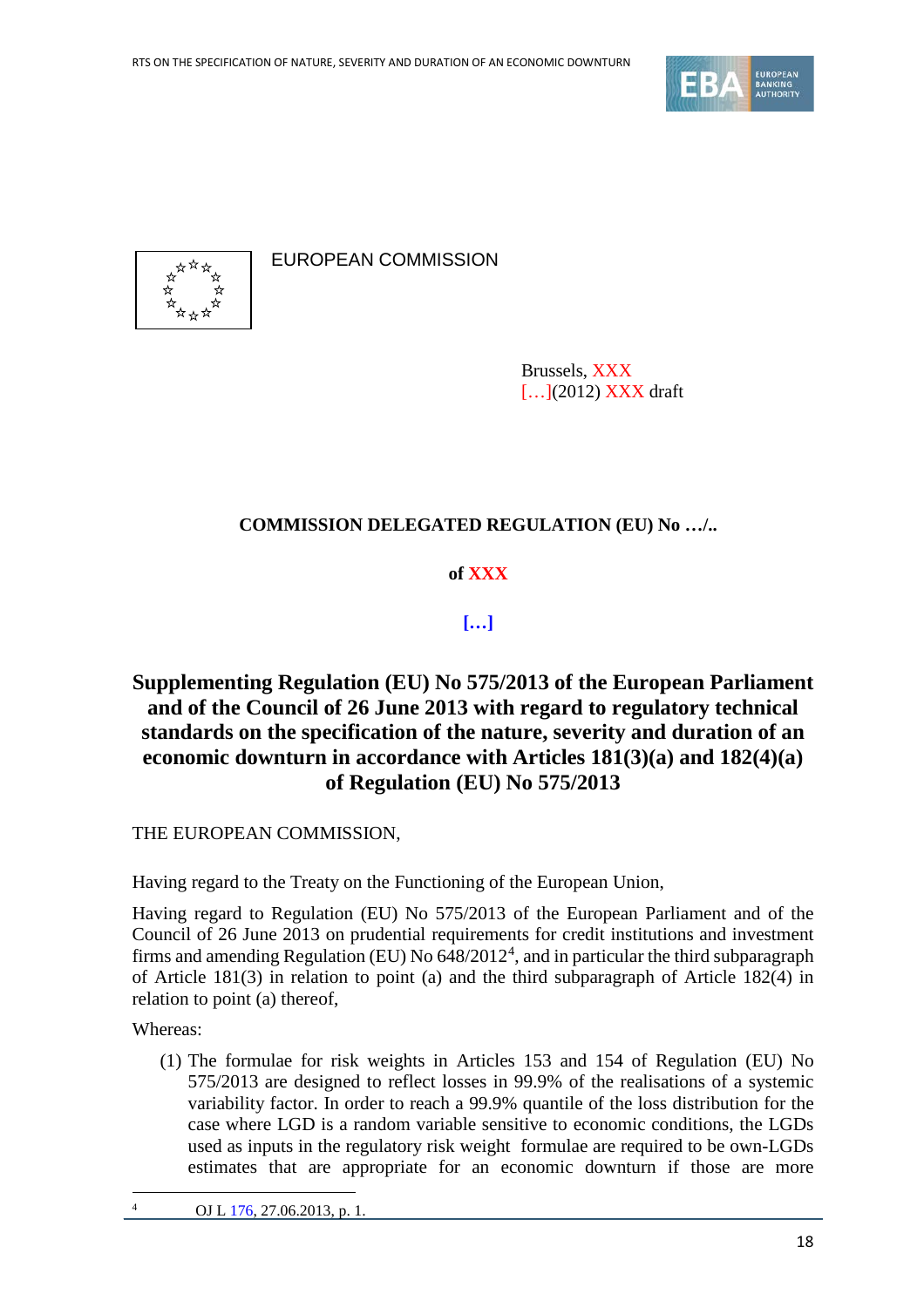EUROPEAN COMMISSION

Brussels, XXX
[…](2012) XXX draft

**COMMISSION DELEGATED REGULATION (EU) No …/..**

**of XXX**

**[…]**

## Supplementing Regulation (EU) No 575/2013 of the European Parliament and of the Council of 26 June 2013 with regard to regulatory technical standards on the specification of the nature, severity and duration of an economic downturn in accordance with Articles 181(3)(a) and 182(4)(a) of Regulation (EU) No 575/2013

THE EUROPEAN COMMISSION,

Having regard to the Treaty on the Functioning of the European Union,

Having regard to Regulation (EU) No 575/2013 of the European Parliament and of the Council of 26 June 2013 on prudential requirements for credit institutions and investment firms and amending Regulation (EU) No 648/2012[4], and in particular the third subparagraph of Article 181(3) in relation to point (a) and the third subparagraph of Article 182(4) in relation to point (a) thereof,

Whereas:

(1) The formulae for risk weights in Articles 153 and 154 of Regulation (EU) No 575/2013 are designed to reflect losses in 99.9% of the realisations of a systemic variability factor. In order to reach a 99.9% quantile of the loss distribution for the case where LGD is a random variable sensitive to economic conditions, the LGDs used as inputs in the regulatory risk weight formulae are required to be own-LGDs estimates that are appropriate for an economic downturn if those are more

[4] OJ L 176, 27.06.2013, p. 1.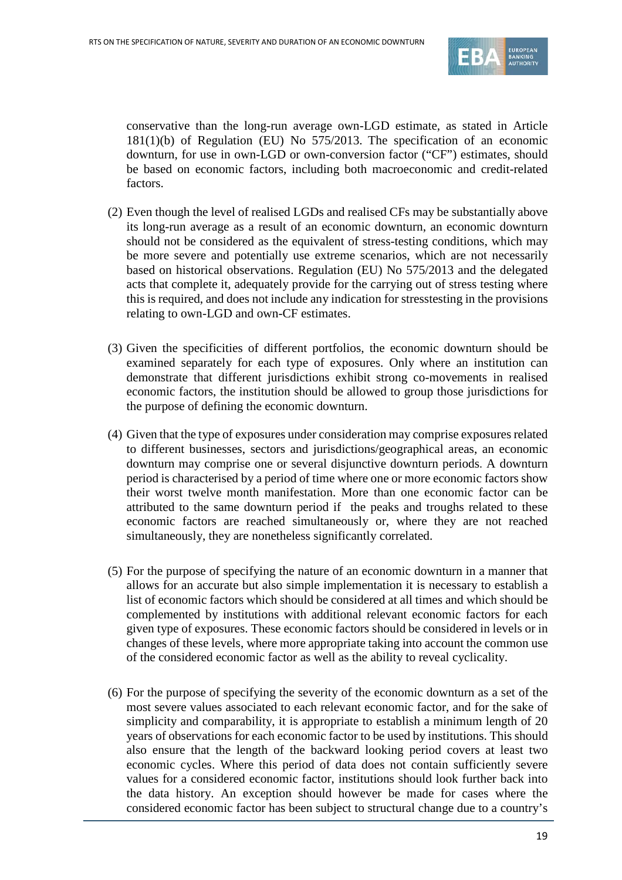conservative than the long-run average own-LGD estimate, as stated in Article 181(1)(b) of Regulation (EU) No 575/2013. The specification of an economic downturn, for use in own-LGD or own-conversion factor ("CF") estimates, should be based on economic factors, including both macroeconomic and credit-related factors.

(2) Even though the level of realised LGDs and realised CFs may be substantially above its long-run average as a result of an economic downturn, an economic downturn should not be considered as the equivalent of stress-testing conditions, which may be more severe and potentially use extreme scenarios, which are not necessarily based on historical observations. Regulation (EU) No 575/2013 and the delegated acts that complete it, adequately provide for the carrying out of stress testing where this is required, and does not include any indication for stresstesting in the provisions relating to own-LGD and own-CF estimates.

(3) Given the specificities of different portfolios, the economic downturn should be examined separately for each type of exposures. Only where an institution can demonstrate that different jurisdictions exhibit strong co-movements in realised economic factors, the institution should be allowed to group those jurisdictions for the purpose of defining the economic downturn.

(4) Given that the type of exposures under consideration may comprise exposures related to different businesses, sectors and jurisdictions/geographical areas, an economic downturn may comprise one or several disjunctive downturn periods. A downturn period is characterised by a period of time where one or more economic factors show their worst twelve month manifestation. More than one economic factor can be attributed to the same downturn period if the peaks and troughs related to these economic factors are reached simultaneously or, where they are not reached simultaneously, they are nonetheless significantly correlated.

(5) For the purpose of specifying the nature of an economic downturn in a manner that allows for an accurate but also simple implementation it is necessary to establish a list of economic factors which should be considered at all times and which should be complemented by institutions with additional relevant economic factors for each given type of exposures. These economic factors should be considered in levels or in changes of these levels, where more appropriate taking into account the common use of the considered economic factor as well as the ability to reveal cyclicality.

(6) For the purpose of specifying the severity of the economic downturn as a set of the most severe values associated to each relevant economic factor, and for the sake of simplicity and comparability, it is appropriate to establish a minimum length of 20 years of observations for each economic factor to be used by institutions. This should also ensure that the length of the backward looking period covers at least two economic cycles. Where this period of data does not contain sufficiently severe values for a considered economic factor, institutions should look further back into the data history. An exception should however be made for cases where the considered economic factor has been subject to structural change due to a country's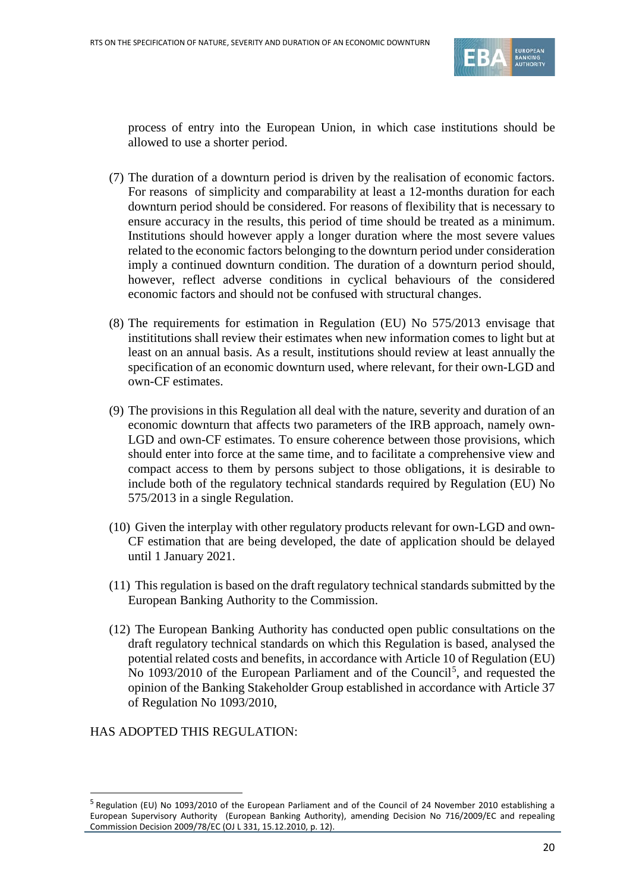process of entry into the European Union, in which case institutions should be allowed to use a shorter period.

(7) The duration of a downturn period is driven by the realisation of economic factors. For reasons of simplicity and comparability at least a 12-months duration for each downturn period should be considered. For reasons of flexibility that is necessary to ensure accuracy in the results, this period of time should be treated as a minimum. Institutions should however apply a longer duration where the most severe values related to the economic factors belonging to the downturn period under consideration imply a continued downturn condition. The duration of a downturn period should, however, reflect adverse conditions in cyclical behaviours of the considered economic factors and should not be confused with structural changes.

(8) The requirements for estimation in Regulation (EU) No 575/2013 envisage that instititutions shall review their estimates when new information comes to light but at least on an annual basis. As a result, institutions should review at least annually the specification of an economic downturn used, where relevant, for their own-LGD and own-CF estimates.

(9) The provisions in this Regulation all deal with the nature, severity and duration of an economic downturn that affects two parameters of the IRB approach, namely own-LGD and own-CF estimates. To ensure coherence between those provisions, which should enter into force at the same time, and to facilitate a comprehensive view and compact access to them by persons subject to those obligations, it is desirable to include both of the regulatory technical standards required by Regulation (EU) No 575/2013 in a single Regulation.

(10) Given the interplay with other regulatory products relevant for own-LGD and own-CF estimation that are being developed, the date of application should be delayed until 1 January 2021.

(11) This regulation is based on the draft regulatory technical standards submitted by the European Banking Authority to the Commission.

(12) The European Banking Authority has conducted open public consultations on the draft regulatory technical standards on which this Regulation is based, analysed the potential related costs and benefits, in accordance with Article 10 of Regulation (EU) No 1093/2010 of the European Parliament and of the Council[5], and requested the opinion of the Banking Stakeholder Group established in accordance with Article 37 of Regulation No 1093/2010,

HAS ADOPTED THIS REGULATION:

[5] Regulation (EU) No 1093/2010 of the European Parliament and of the Council of 24 November 2010 establishing a European Supervisory Authority (European Banking Authority), amending Decision No 716/2009/EC and repealing Commission Decision 2009/78/EC (OJ L 331, 15.12.2010, p. 12).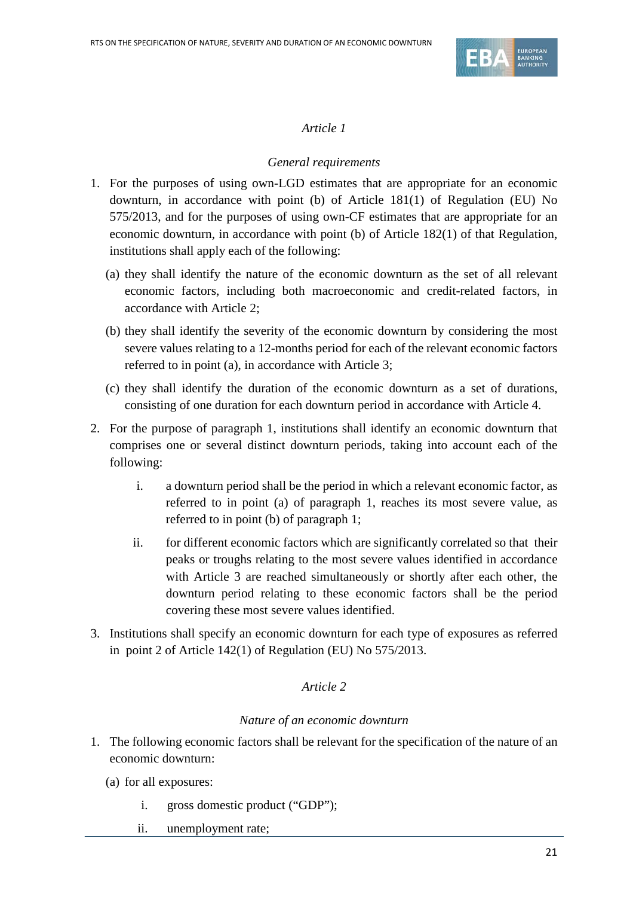*Article 1*

*General requirements*

1. For the purposes of using own-LGD estimates that are appropriate for an economic downturn, in accordance with point (b) of Article 181(1) of Regulation (EU) No 575/2013, and for the purposes of using own-CF estimates that are appropriate for an economic downturn, in accordance with point (b) of Article 182(1) of that Regulation, institutions shall apply each of the following:

   (a) they shall identify the nature of the economic downturn as the set of all relevant economic factors, including both macroeconomic and credit-related factors, in accordance with Article 2;

   (b) they shall identify the severity of the economic downturn by considering the most severe values relating to a 12-months period for each of the relevant economic factors referred to in point (a), in accordance with Article 3;

   (c) they shall identify the duration of the economic downturn as a set of durations, consisting of one duration for each downturn period in accordance with Article 4.

2. For the purpose of paragraph 1, institutions shall identify an economic downturn that comprises one or several distinct downturn periods, taking into account each of the following:

   i. a downturn period shall be the period in which a relevant economic factor, as referred to in point (a) of paragraph 1, reaches its most severe value, as referred to in point (b) of paragraph 1;

   ii. for different economic factors which are significantly correlated so that their peaks or troughs relating to the most severe values identified in accordance with Article 3 are reached simultaneously or shortly after each other, the downturn period relating to these economic factors shall be the period covering these most severe values identified.

3. Institutions shall specify an economic downturn for each type of exposures as referred in point 2 of Article 142(1) of Regulation (EU) No 575/2013.

*Article 2*

*Nature of an economic downturn*

1. The following economic factors shall be relevant for the specification of the nature of an economic downturn:

   (a) for all exposures:

      i. gross domestic product ("GDP");

      ii. unemployment rate;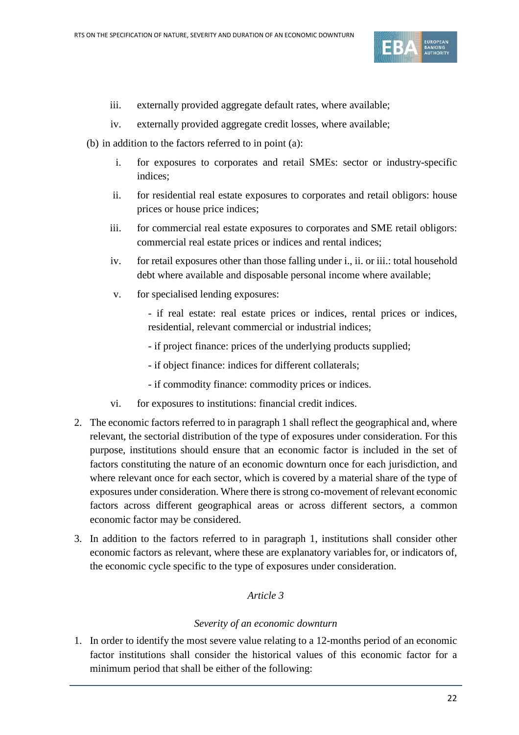iii. externally provided aggregate default rates, where available;

iv. externally provided aggregate credit losses, where available;

(b) in addition to the factors referred to in point (a):

i. for exposures to corporates and retail SMEs: sector or industry-specific indices;

ii. for residential real estate exposures to corporates and retail obligors: house prices or house price indices;

iii. for commercial real estate exposures to corporates and SME retail obligors: commercial real estate prices or indices and rental indices;

iv. for retail exposures other than those falling under i., ii. or iii.: total household debt where available and disposable personal income where available;

v. for specialised lending exposures:

- if real estate: real estate prices or indices, rental prices or indices, residential, relevant commercial or industrial indices;
- if project finance: prices of the underlying products supplied;
- if object finance: indices for different collaterals;
- if commodity finance: commodity prices or indices.

vi. for exposures to institutions: financial credit indices.

2. The economic factors referred to in paragraph 1 shall reflect the geographical and, where relevant, the sectorial distribution of the type of exposures under consideration. For this purpose, institutions should ensure that an economic factor is included in the set of factors constituting the nature of an economic downturn once for each jurisdiction, and where relevant once for each sector, which is covered by a material share of the type of exposures under consideration. Where there is strong co-movement of relevant economic factors across different geographical areas or across different sectors, a common economic factor may be considered.

3. In addition to the factors referred to in paragraph 1, institutions shall consider other economic factors as relevant, where these are explanatory variables for, or indicators of, the economic cycle specific to the type of exposures under consideration.

*Article 3*

*Severity of an economic downturn*

1. In order to identify the most severe value relating to a 12-months period of an economic factor institutions shall consider the historical values of this economic factor for a minimum period that shall be either of the following: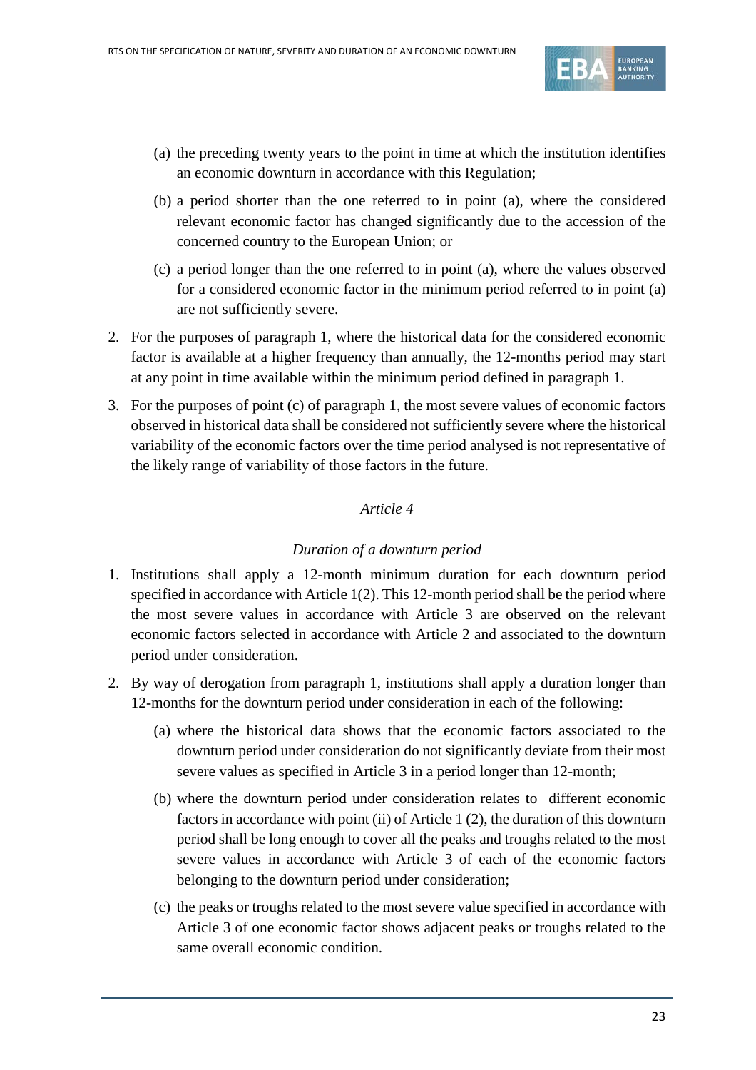(a) the preceding twenty years to the point in time at which the institution identifies an economic downturn in accordance with this Regulation;

(b) a period shorter than the one referred to in point (a), where the considered relevant economic factor has changed significantly due to the accession of the concerned country to the European Union; or

(c) a period longer than the one referred to in point (a), where the values observed for a considered economic factor in the minimum period referred to in point (a) are not sufficiently severe.

2. For the purposes of paragraph 1, where the historical data for the considered economic factor is available at a higher frequency than annually, the 12-months period may start at any point in time available within the minimum period defined in paragraph 1.

3. For the purposes of point (c) of paragraph 1, the most severe values of economic factors observed in historical data shall be considered not sufficiently severe where the historical variability of the economic factors over the time period analysed is not representative of the likely range of variability of those factors in the future.

*Article 4*

*Duration of a downturn period*

1. Institutions shall apply a 12-month minimum duration for each downturn period specified in accordance with Article 1(2). This 12-month period shall be the period where the most severe values in accordance with Article 3 are observed on the relevant economic factors selected in accordance with Article 2 and associated to the downturn period under consideration.

2. By way of derogation from paragraph 1, institutions shall apply a duration longer than 12-months for the downturn period under consideration in each of the following:

   (a) where the historical data shows that the economic factors associated to the downturn period under consideration do not significantly deviate from their most severe values as specified in Article 3 in a period longer than 12-month;

   (b) where the downturn period under consideration relates to different economic factors in accordance with point (ii) of Article 1 (2), the duration of this downturn period shall be long enough to cover all the peaks and troughs related to the most severe values in accordance with Article 3 of each of the economic factors belonging to the downturn period under consideration;

   (c) the peaks or troughs related to the most severe value specified in accordance with Article 3 of one economic factor shows adjacent peaks or troughs related to the same overall economic condition.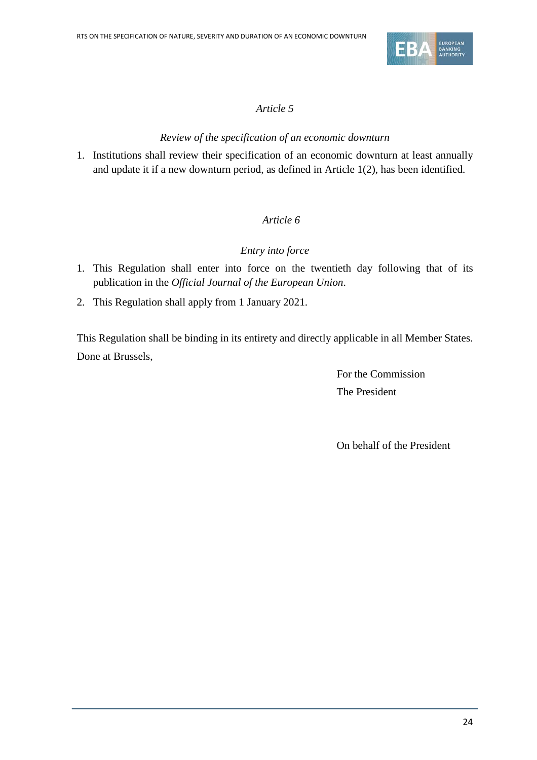*Article 5*

*Review of the specification of an economic downturn*

1. Institutions shall review their specification of an economic downturn at least annually and update it if a new downturn period, as defined in Article 1(2), has been identified.

*Article 6*

*Entry into force*

1. This Regulation shall enter into force on the twentieth day following that of its publication in the *Official Journal of the European Union*.
2. This Regulation shall apply from 1 January 2021.

This Regulation shall be binding in its entirety and directly applicable in all Member States.

Done at Brussels,

For the Commission
The President

On behalf of the President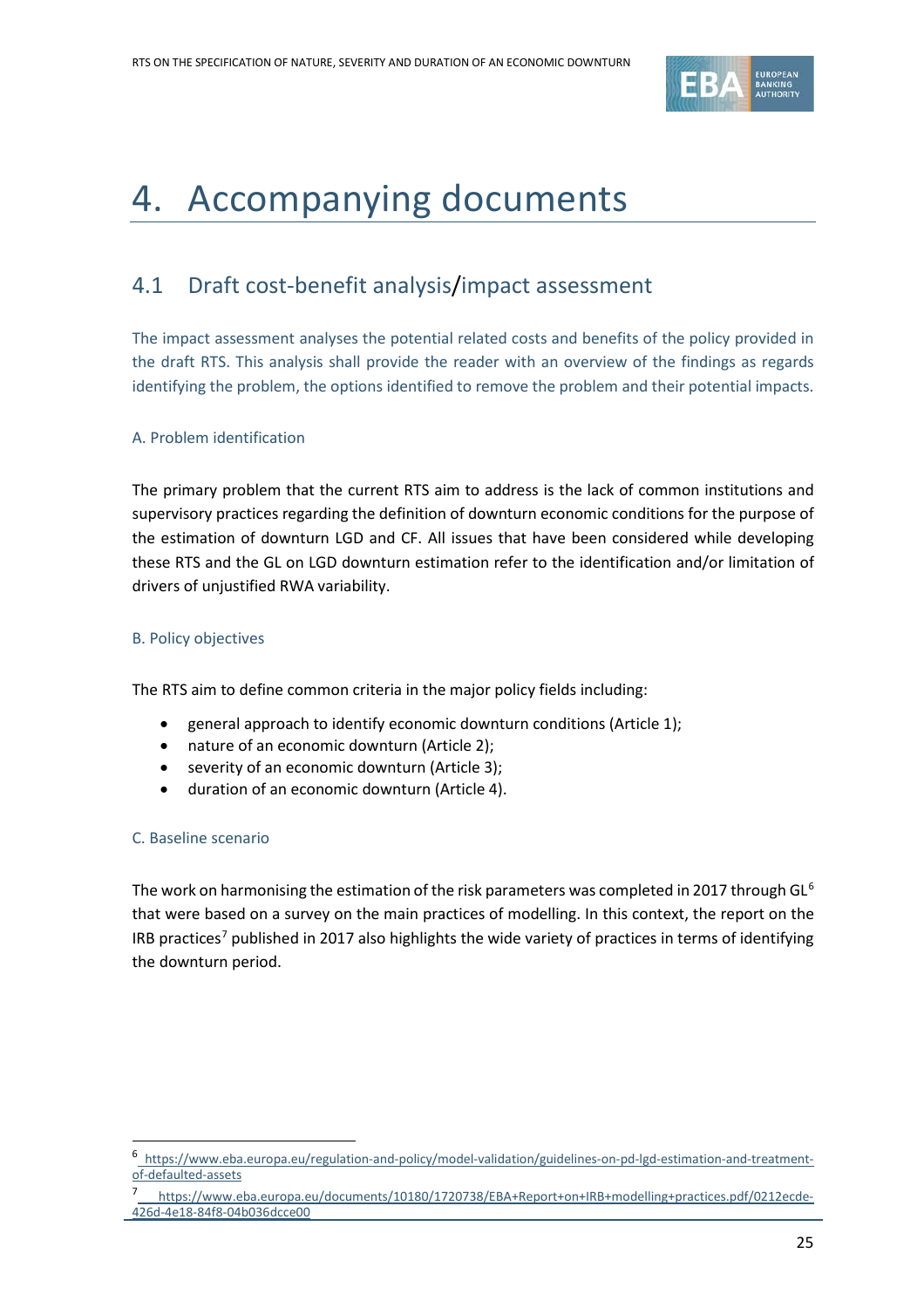# 4. Accompanying documents

## 4.1 Draft cost-benefit analysis/impact assessment

The impact assessment analyses the potential related costs and benefits of the policy provided in the draft RTS. This analysis shall provide the reader with an overview of the findings as regards identifying the problem, the options identified to remove the problem and their potential impacts.

### A. Problem identification

The primary problem that the current RTS aim to address is the lack of common institutions and supervisory practices regarding the definition of downturn economic conditions for the purpose of the estimation of downturn LGD and CF. All issues that have been considered while developing these RTS and the GL on LGD downturn estimation refer to the identification and/or limitation of drivers of unjustified RWA variability.

### B. Policy objectives

The RTS aim to define common criteria in the major policy fields including:

- general approach to identify economic downturn conditions (Article 1);
- nature of an economic downturn (Article 2);
- severity of an economic downturn (Article 3);
- duration of an economic downturn (Article 4).

### C. Baseline scenario

The work on harmonising the estimation of the risk parameters was completed in 2017 through GL[6] that were based on a survey on the main practices of modelling. In this context, the report on the IRB practices[7] published in 2017 also highlights the wide variety of practices in terms of identifying the downturn period.

[6] https://www.eba.europa.eu/regulation-and-policy/model-validation/guidelines-on-pd-lgd-estimation-and-treatment-of-defaulted-assets

[7] https://www.eba.europa.eu/documents/10180/1720738/EBA+Report+on+IRB+modelling+practices.pdf/0212ecde-426d-4e18-84f8-04b036dcce00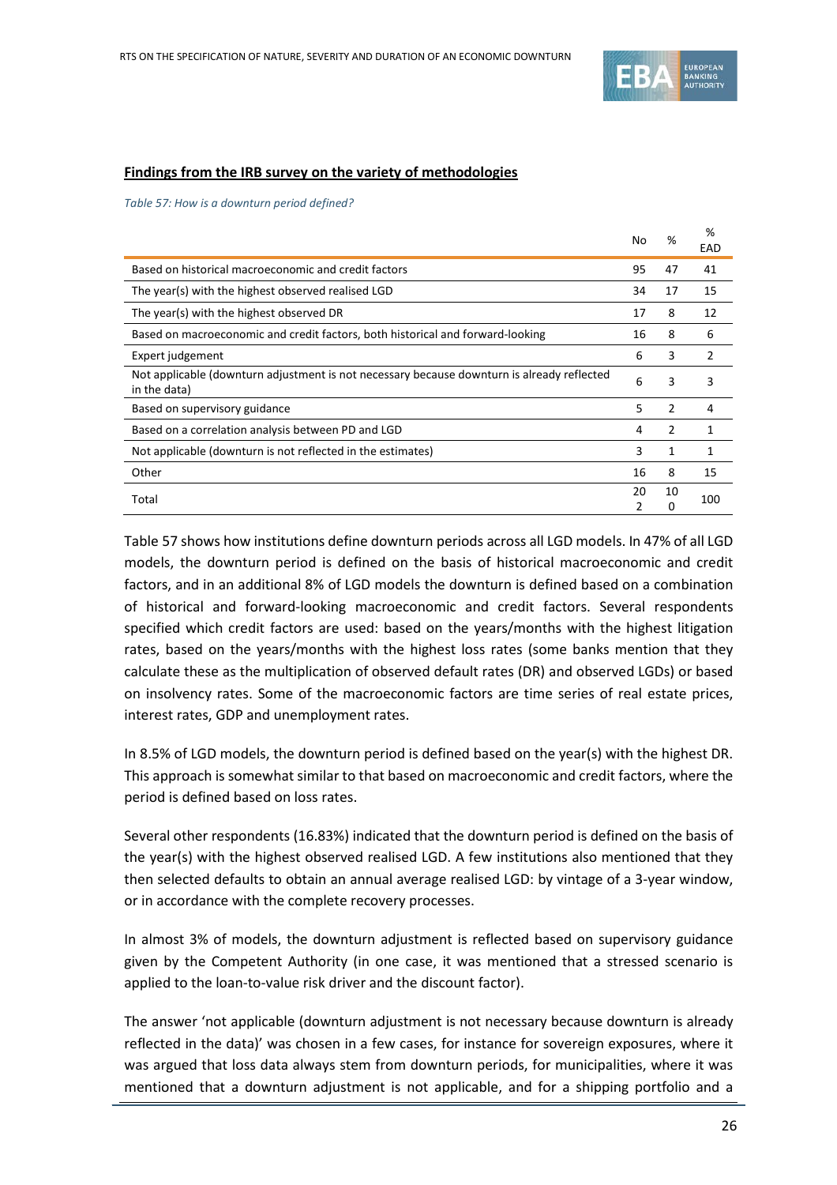#### Findings from the IRB survey on the variety of methodologies

*Table 57: How is a downturn period defined?*

| | No | % | % EAD |
|---|---|---|---|
| Based on historical macroeconomic and credit factors | 95 | 47 | 41 |
| The year(s) with the highest observed realised LGD | 34 | 17 | 15 |
| The year(s) with the highest observed DR | 17 | 8 | 12 |
| Based on macroeconomic and credit factors, both historical and forward-looking | 16 | 8 | 6 |
| Expert judgement | 6 | 3 | 2 |
| Not applicable (downturn adjustment is not necessary because downturn is already reflected in the data) | 6 | 3 | 3 |
| Based on supervisory guidance | 5 | 2 | 4 |
| Based on a correlation analysis between PD and LGD | 4 | 2 | 1 |
| Not applicable (downturn is not reflected in the estimates) | 3 | 1 | 1 |
| Other | 16 | 8 | 15 |
| Total | 202 | 100 | 100 |

Table 57 shows how institutions define downturn periods across all LGD models. In 47% of all LGD models, the downturn period is defined on the basis of historical macroeconomic and credit factors, and in an additional 8% of LGD models the downturn is defined based on a combination of historical and forward-looking macroeconomic and credit factors. Several respondents specified which credit factors are used: based on the years/months with the highest litigation rates, based on the years/months with the highest loss rates (some banks mention that they calculate these as the multiplication of observed default rates (DR) and observed LGDs) or based on insolvency rates. Some of the macroeconomic factors are time series of real estate prices, interest rates, GDP and unemployment rates.

In 8.5% of LGD models, the downturn period is defined based on the year(s) with the highest DR. This approach is somewhat similar to that based on macroeconomic and credit factors, where the period is defined based on loss rates.

Several other respondents (16.83%) indicated that the downturn period is defined on the basis of the year(s) with the highest observed realised LGD. A few institutions also mentioned that they then selected defaults to obtain an annual average realised LGD: by vintage of a 3-year window, or in accordance with the complete recovery processes.

In almost 3% of models, the downturn adjustment is reflected based on supervisory guidance given by the Competent Authority (in one case, it was mentioned that a stressed scenario is applied to the loan-to-value risk driver and the discount factor).

The answer 'not applicable (downturn adjustment is not necessary because downturn is already reflected in the data)' was chosen in a few cases, for instance for sovereign exposures, where it was argued that loss data always stem from downturn periods, for municipalities, where it was mentioned that a downturn adjustment is not applicable, and for a shipping portfolio and a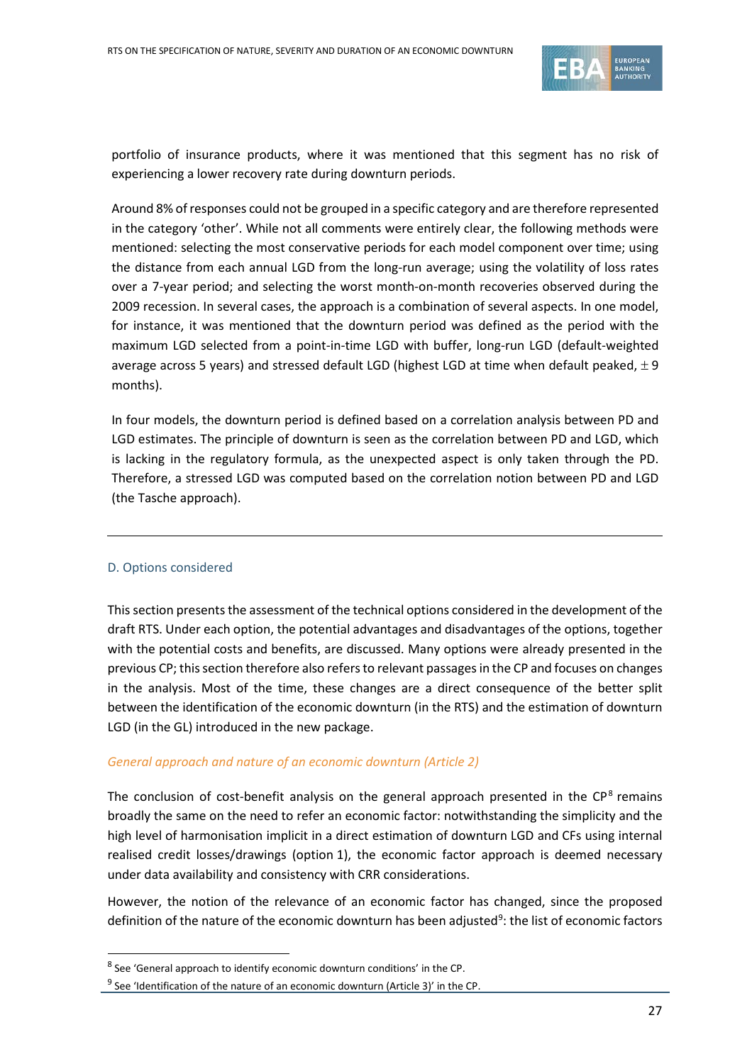portfolio of insurance products, where it was mentioned that this segment has no risk of experiencing a lower recovery rate during downturn periods.

Around 8% of responses could not be grouped in a specific category and are therefore represented in the category 'other'. While not all comments were entirely clear, the following methods were mentioned: selecting the most conservative periods for each model component over time; using the distance from each annual LGD from the long-run average; using the volatility of loss rates over a 7-year period; and selecting the worst month-on-month recoveries observed during the 2009 recession. In several cases, the approach is a combination of several aspects. In one model, for instance, it was mentioned that the downturn period was defined as the period with the maximum LGD selected from a point-in-time LGD with buffer, long-run LGD (default-weighted average across 5 years) and stressed default LGD (highest LGD at time when default peaked, ± 9 months).

In four models, the downturn period is defined based on a correlation analysis between PD and LGD estimates. The principle of downturn is seen as the correlation between PD and LGD, which is lacking in the regulatory formula, as the unexpected aspect is only taken through the PD. Therefore, a stressed LGD was computed based on the correlation notion between PD and LGD (the Tasche approach).

---

## D. Options considered

This section presents the assessment of the technical options considered in the development of the draft RTS. Under each option, the potential advantages and disadvantages of the options, together with the potential costs and benefits, are discussed. Many options were already presented in the previous CP; this section therefore also refers to relevant passages in the CP and focuses on changes in the analysis. Most of the time, these changes are a direct consequence of the better split between the identification of the economic downturn (in the RTS) and the estimation of downturn LGD (in the GL) introduced in the new package.

### *General approach and nature of an economic downturn (Article 2)*

The conclusion of cost-benefit analysis on the general approach presented in the CP[8] remains broadly the same on the need to refer an economic factor: notwithstanding the simplicity and the high level of harmonisation implicit in a direct estimation of downturn LGD and CFs using internal realised credit losses/drawings (option 1), the economic factor approach is deemed necessary under data availability and consistency with CRR considerations.

However, the notion of the relevance of an economic factor has changed, since the proposed definition of the nature of the economic downturn has been adjusted[9]: the list of economic factors

[8] See 'General approach to identify economic downturn conditions' in the CP.

[9] See 'Identification of the nature of an economic downturn (Article 3)' in the CP.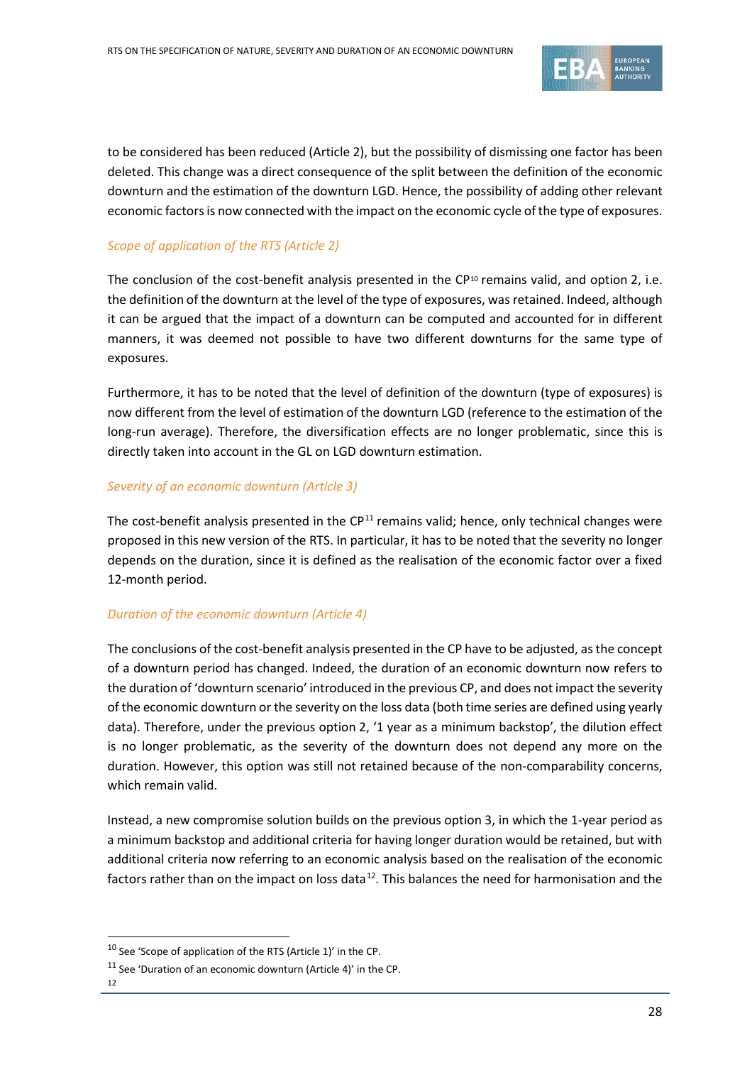to be considered has been reduced (Article 2), but the possibility of dismissing one factor has been deleted. This change was a direct consequence of the split between the definition of the economic downturn and the estimation of the downturn LGD. Hence, the possibility of adding other relevant economic factors is now connected with the impact on the economic cycle of the type of exposures.

*Scope of application of the RTS (Article 2)*

The conclusion of the cost-benefit analysis presented in the CP[10] remains valid, and option 2, i.e. the definition of the downturn at the level of the type of exposures, was retained. Indeed, although it can be argued that the impact of a downturn can be computed and accounted for in different manners, it was deemed not possible to have two different downturns for the same type of exposures.

Furthermore, it has to be noted that the level of definition of the downturn (type of exposures) is now different from the level of estimation of the downturn LGD (reference to the estimation of the long-run average). Therefore, the diversification effects are no longer problematic, since this is directly taken into account in the GL on LGD downturn estimation.

*Severity of an economic downturn (Article 3)*

The cost-benefit analysis presented in the CP[11] remains valid; hence, only technical changes were proposed in this new version of the RTS. In particular, it has to be noted that the severity no longer depends on the duration, since it is defined as the realisation of the economic factor over a fixed 12-month period.

*Duration of the economic downturn (Article 4)*

The conclusions of the cost-benefit analysis presented in the CP have to be adjusted, as the concept of a downturn period has changed. Indeed, the duration of an economic downturn now refers to the duration of 'downturn scenario' introduced in the previous CP, and does not impact the severity of the economic downturn or the severity on the loss data (both time series are defined using yearly data). Therefore, under the previous option 2, '1 year as a minimum backstop', the dilution effect is no longer problematic, as the severity of the downturn does not depend any more on the duration. However, this option was still not retained because of the non-comparability concerns, which remain valid.

Instead, a new compromise solution builds on the previous option 3, in which the 1-year period as a minimum backstop and additional criteria for having longer duration would be retained, but with additional criteria now referring to an economic analysis based on the realisation of the economic factors rather than on the impact on loss data[12]. This balances the need for harmonisation and the

[10] See 'Scope of application of the RTS (Article 1)' in the CP.

[11] See 'Duration of an economic downturn (Article 4)' in the CP.

[12]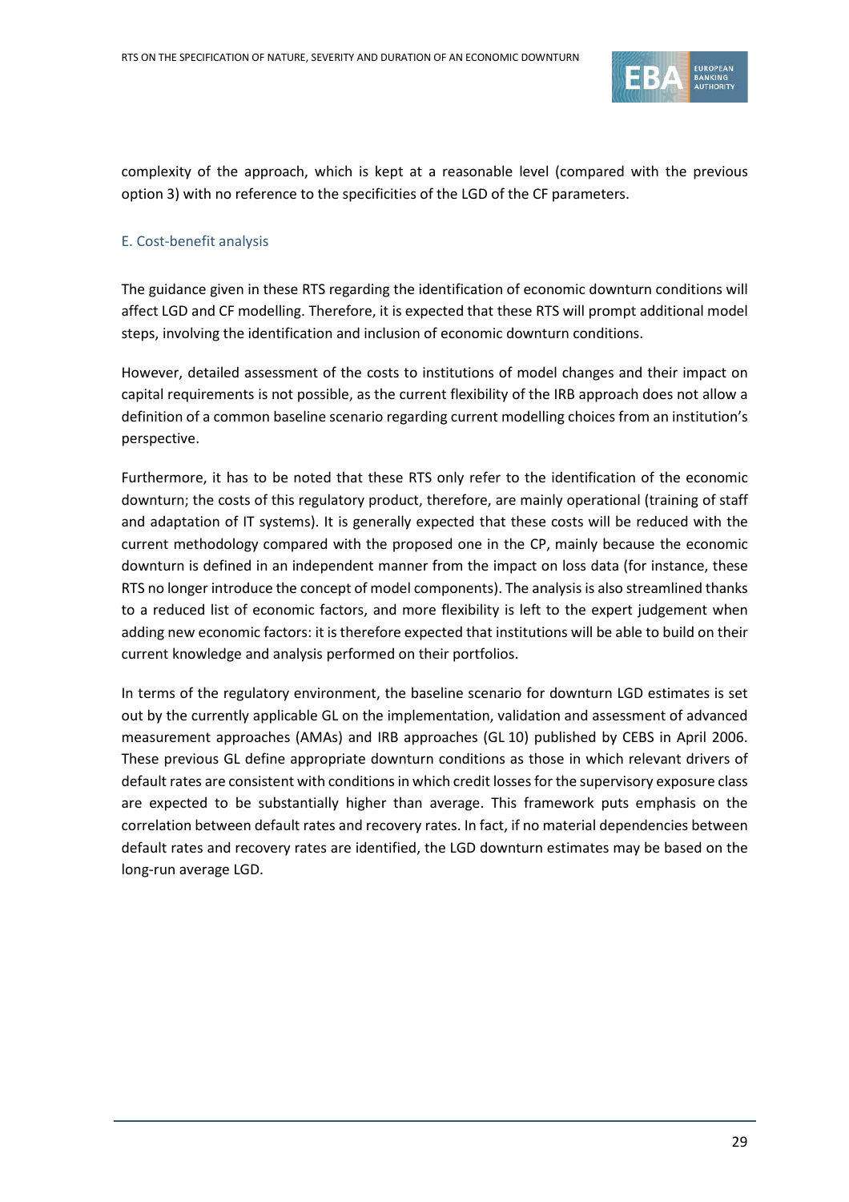complexity of the approach, which is kept at a reasonable level (compared with the previous option 3) with no reference to the specificities of the LGD of the CF parameters.

### E. Cost-benefit analysis

The guidance given in these RTS regarding the identification of economic downturn conditions will affect LGD and CF modelling. Therefore, it is expected that these RTS will prompt additional model steps, involving the identification and inclusion of economic downturn conditions.

However, detailed assessment of the costs to institutions of model changes and their impact on capital requirements is not possible, as the current flexibility of the IRB approach does not allow a definition of a common baseline scenario regarding current modelling choices from an institution's perspective.

Furthermore, it has to be noted that these RTS only refer to the identification of the economic downturn; the costs of this regulatory product, therefore, are mainly operational (training of staff and adaptation of IT systems). It is generally expected that these costs will be reduced with the current methodology compared with the proposed one in the CP, mainly because the economic downturn is defined in an independent manner from the impact on loss data (for instance, these RTS no longer introduce the concept of model components). The analysis is also streamlined thanks to a reduced list of economic factors, and more flexibility is left to the expert judgement when adding new economic factors: it is therefore expected that institutions will be able to build on their current knowledge and analysis performed on their portfolios.

In terms of the regulatory environment, the baseline scenario for downturn LGD estimates is set out by the currently applicable GL on the implementation, validation and assessment of advanced measurement approaches (AMAs) and IRB approaches (GL 10) published by CEBS in April 2006. These previous GL define appropriate downturn conditions as those in which relevant drivers of default rates are consistent with conditions in which credit losses for the supervisory exposure class are expected to be substantially higher than average. This framework puts emphasis on the correlation between default rates and recovery rates. In fact, if no material dependencies between default rates and recovery rates are identified, the LGD downturn estimates may be based on the long-run average LGD.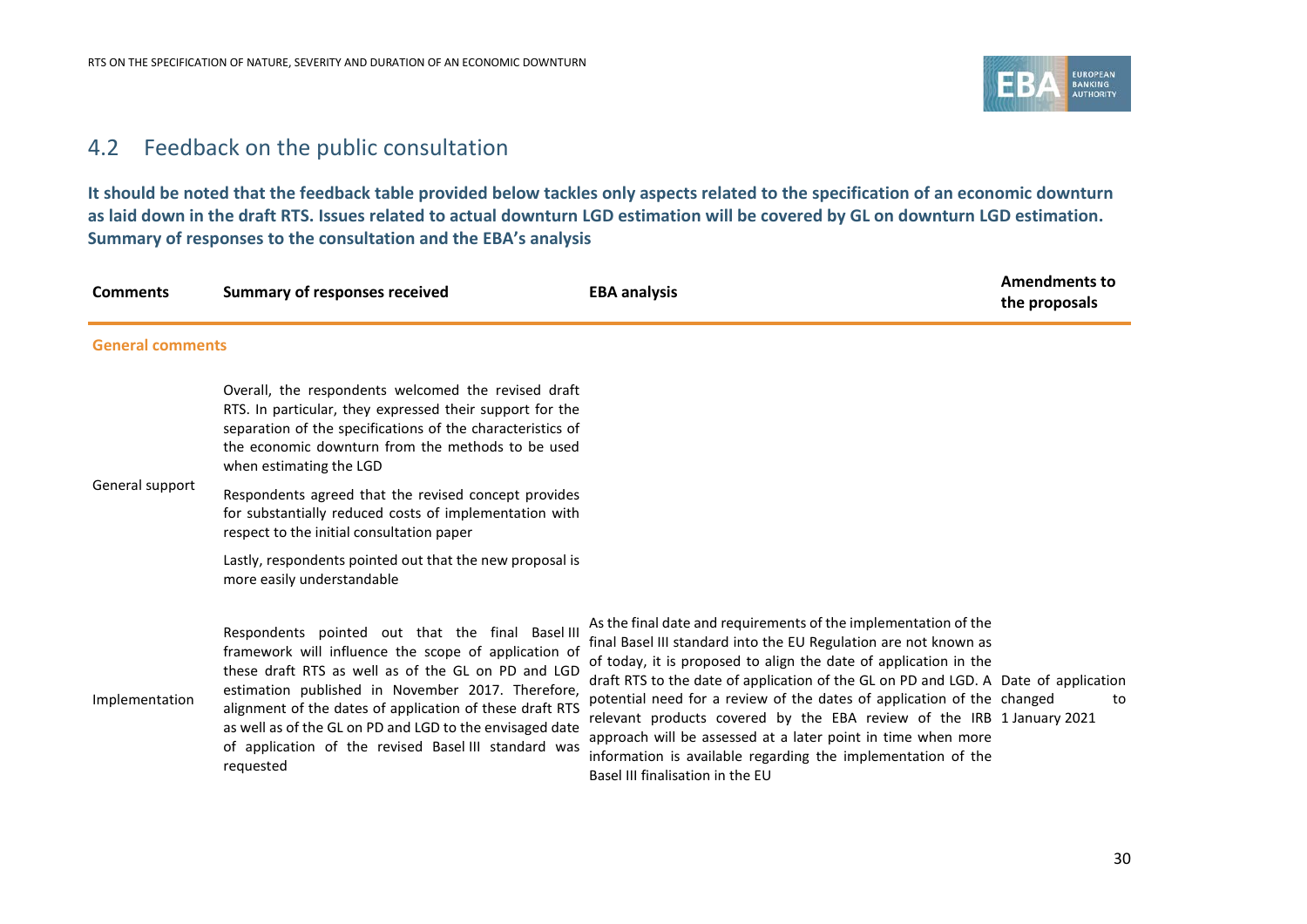## 4.2 Feedback on the public consultation

**It should be noted that the feedback table provided below tackles only aspects related to the specification of an economic downturn as laid down in the draft RTS. Issues related to actual downturn LGD estimation will be covered by GL on downturn LGD estimation.**

**Summary of responses to the consultation and the EBA's analysis**

| Comments | Summary of responses received | EBA analysis | Amendments to the proposals |
|---|---|---|---|
| **General comments** | | | |
| General support | Overall, the respondents welcomed the revised draft RTS. In particular, they expressed their support for the separation of the specifications of the characteristics of the economic downturn from the methods to be used when estimating the LGD<br><br>Respondents agreed that the revised concept provides for substantially reduced costs of implementation with respect to the initial consultation paper<br><br>Lastly, respondents pointed out that the new proposal is more easily understandable | | |
| Implementation | Respondents pointed out that the final Basel III framework will influence the scope of application of these draft RTS as well as of the GL on PD and LGD estimation published in November 2017. Therefore, alignment of the dates of application of these draft RTS as well as of the GL on PD and LGD to the envisaged date of application of the revised Basel III standard was requested | As the final date and requirements of the implementation of the final Basel III standard into the EU Regulation are not known as of today, it is proposed to align the date of application in the draft RTS to the date of application of the GL on PD and LGD. A potential need for a review of the dates of application of the relevant products covered by the EBA review of the IRB approach will be assessed at a later point in time when more information is available regarding the implementation of the Basel III finalisation in the EU | Date of application changed to 1 January 2021 |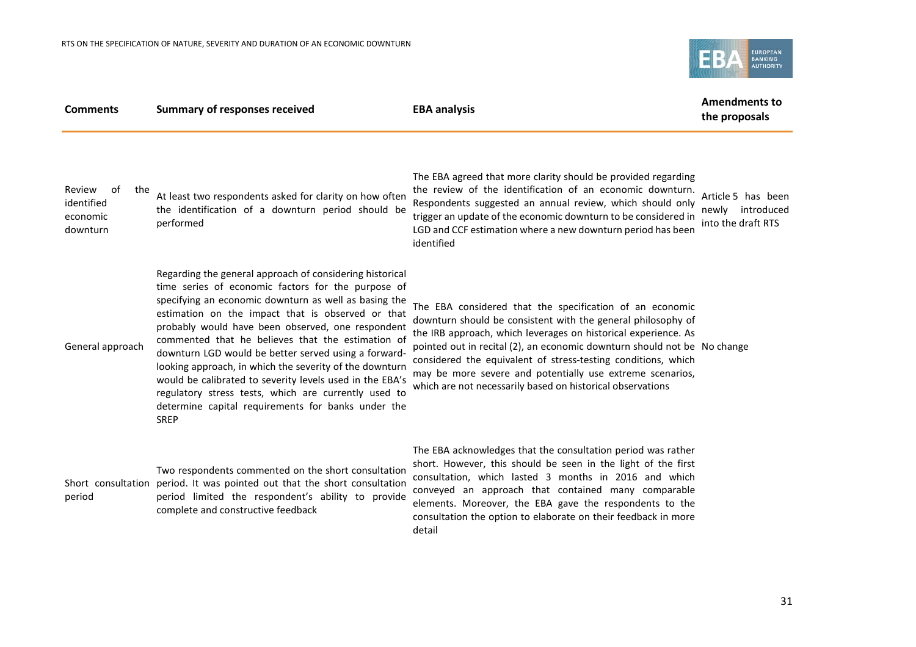| Comments | Summary of responses received | EBA analysis | Amendments to the proposals |
|---|---|---|---|
| Review of the identified economic downturn | At least two respondents asked for clarity on how often the identification of a downturn period should be performed | The EBA agreed that more clarity should be provided regarding the review of the identification of an economic downturn. Respondents suggested an annual review, which should only trigger an update of the economic downturn to be considered in LGD and CCF estimation where a new downturn period has been identified | Article 5 has been newly introduced into the draft RTS |
| General approach | Regarding the general approach of considering historical time series of economic factors for the purpose of specifying an economic downturn as well as basing the estimation on the impact that is observed or that probably would have been observed, one respondent commented that he believes that the estimation of downturn LGD would be better served using a forward-looking approach, in which the severity of the downturn would be calibrated to severity levels used in the EBA's regulatory stress tests, which are currently used to determine capital requirements for banks under the SREP | The EBA considered that the specification of an economic downturn should be consistent with the general philosophy of the IRB approach, which leverages on historical experience. As pointed out in recital (2), an economic downturn should not be considered the equivalent of stress-testing conditions, which may be more severe and potentially use extreme scenarios, which are not necessarily based on historical observations | No change |
| Short consultation period | Two respondents commented on the short consultation period. It was pointed out that the short consultation period limited the respondent's ability to provide complete and constructive feedback | The EBA acknowledges that the consultation period was rather short. However, this should be seen in the light of the first consultation, which lasted 3 months in 2016 and which conveyed an approach that contained many comparable elements. Moreover, the EBA gave the respondents to the consultation the option to elaborate on their feedback in more detail | |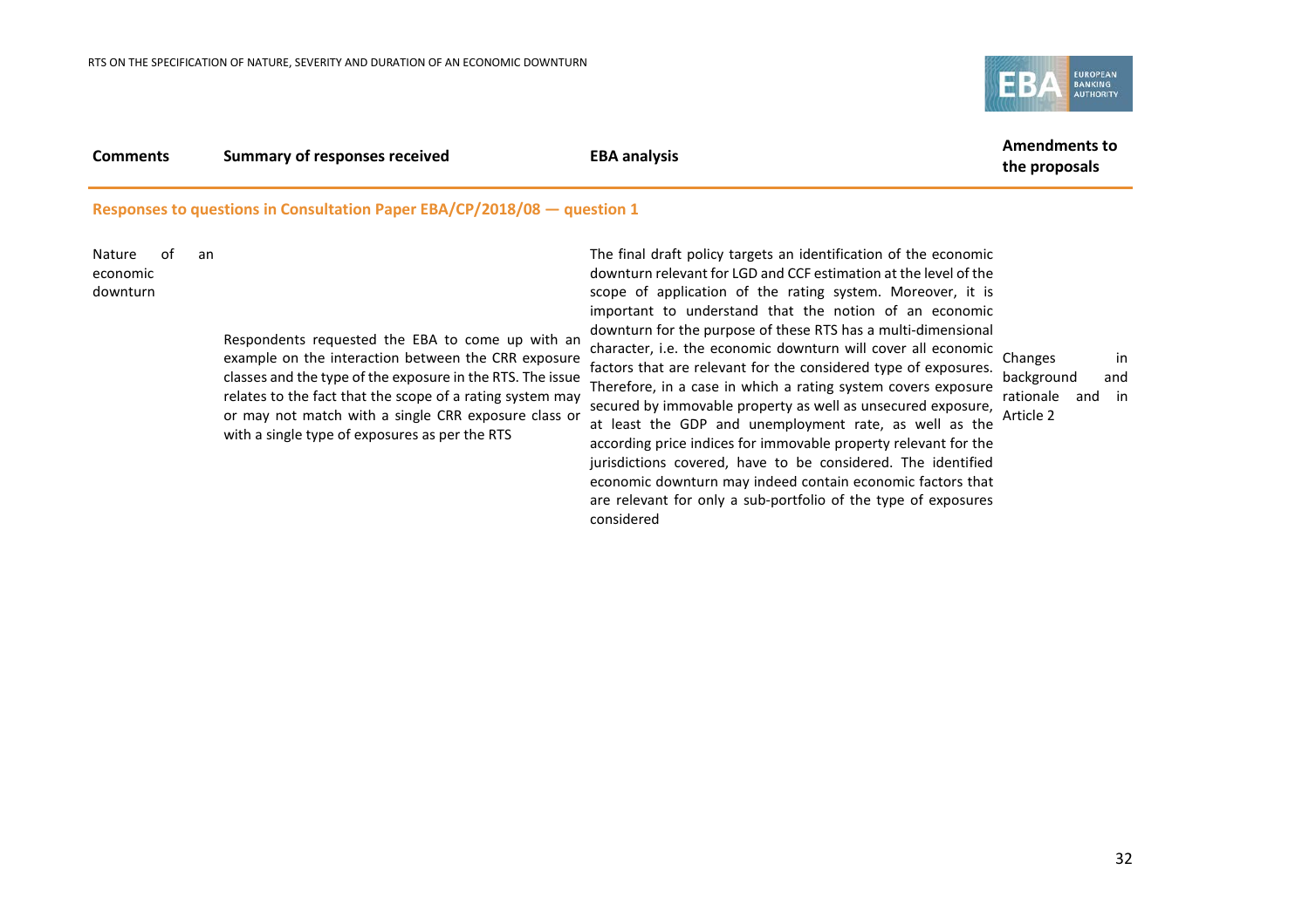| Comments | Summary of responses received | EBA analysis | Amendments to the proposals |
|---|---|---|---|
| **Responses to questions in Consultation Paper EBA/CP/2018/08 — question 1** | | | |
| Nature of an economic downturn | Respondents requested the EBA to come up with an example on the interaction between the CRR exposure classes and the type of the exposure in the RTS. The issue relates to the fact that the scope of a rating system may or may not match with a single CRR exposure class or with a single type of exposures as per the RTS | The final draft policy targets an identification of the economic downturn relevant for LGD and CCF estimation at the level of the scope of application of the rating system. Moreover, it is important to understand that the notion of an economic downturn for the purpose of these RTS has a multi-dimensional character, i.e. the economic downturn will cover all economic factors that are relevant for the considered type of exposures. Therefore, in a case in which a rating system covers exposure secured by immovable property as well as unsecured exposure, at least the GDP and unemployment rate, as well as the according price indices for immovable property relevant for the jurisdictions covered, have to be considered. The identified economic downturn may indeed contain economic factors that are relevant for only a sub-portfolio of the type of exposures considered | Changes in background and rationale and in Article 2 |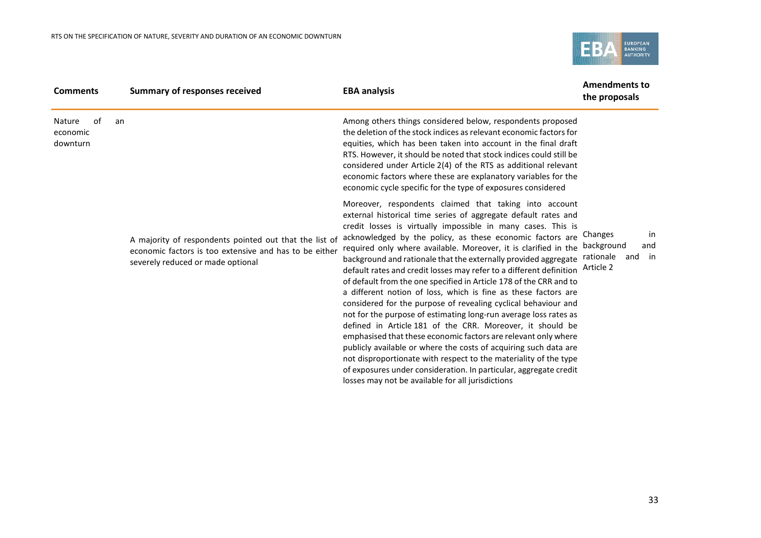| Comments | Summary of responses received | EBA analysis | Amendments to the proposals |
|---|---|---|---|
| Nature of an economic downturn | A majority of respondents pointed out that the list of economic factors is too extensive and has to be either severely reduced or made optional | Among others things considered below, respondents proposed the deletion of the stock indices as relevant economic factors for equities, which has been taken into account in the final draft RTS. However, it should be noted that stock indices could still be considered under Article 2(4) of the RTS as additional relevant economic factors where these are explanatory variables for the economic cycle specific for the type of exposures considered<br><br>Moreover, respondents claimed that taking into account external historical time series of aggregate default rates and credit losses is virtually impossible in many cases. This is acknowledged by the policy, as these economic factors are required only where available. Moreover, it is clarified in the background and rationale that the externally provided aggregate default rates and credit losses may refer to a different definition of default from the one specified in Article 178 of the CRR and to a different notion of loss, which is fine as these factors are considered for the purpose of revealing cyclical behaviour and not for the purpose of estimating long-run average loss rates as defined in Article 181 of the CRR. Moreover, it should be emphasised that these economic factors are relevant only where publicly available or where the costs of acquiring such data are not disproportionate with respect to the materiality of the type of exposures under consideration. In particular, aggregate credit losses may not be available for all jurisdictions | Changes in background and rationale and in Article 2 |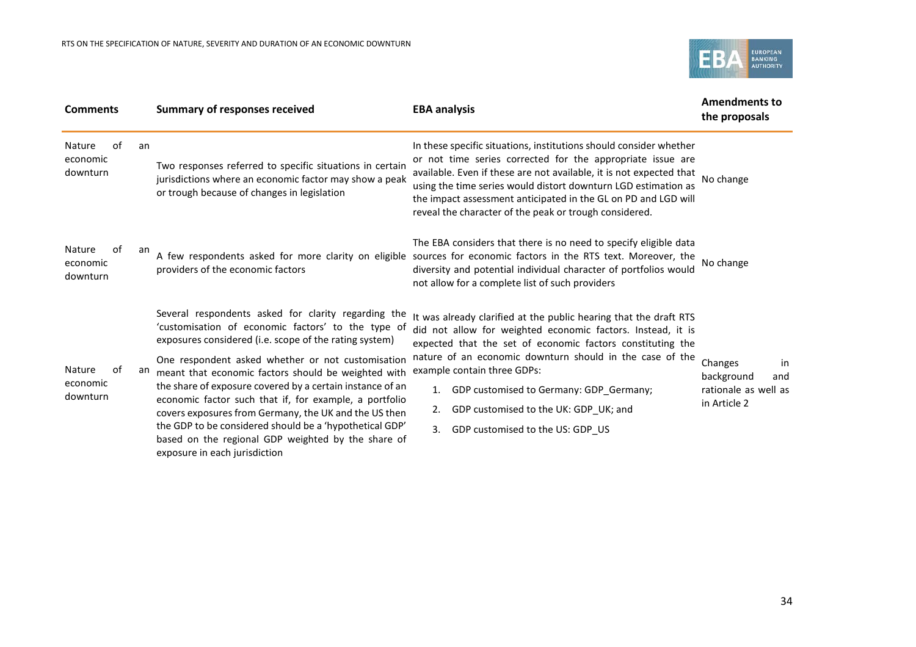| Comments | Summary of responses received | EBA analysis | Amendments to the proposals |
|---|---|---|---|
| Nature of an economic downturn | Two responses referred to specific situations in certain jurisdictions where an economic factor may show a peak or trough because of changes in legislation | In these specific situations, institutions should consider whether or not time series corrected for the appropriate issue are available. Even if these are not available, it is not expected that using the time series would distort downturn LGD estimation as the impact assessment anticipated in the GL on PD and LGD will reveal the character of the peak or trough considered. | No change |
| Nature of an economic downturn | A few respondents asked for more clarity on eligible providers of the economic factors | The EBA considers that there is no need to specify eligible data sources for economic factors in the RTS text. Moreover, the diversity and potential individual character of portfolios would not allow for a complete list of such providers | No change |
| Nature of an economic downturn | Several respondents asked for clarity regarding the 'customisation of economic factors' to the type of exposures considered (i.e. scope of the rating system)<br><br>One respondent asked whether or not customisation meant that economic factors should be weighted with the share of exposure covered by a certain instance of an economic factor such that if, for example, a portfolio covers exposures from Germany, the UK and the US then the GDP to be considered should be a 'hypothetical GDP' based on the regional GDP weighted by the share of exposure in each jurisdiction | It was already clarified at the public hearing that the draft RTS did not allow for weighted economic factors. Instead, it is expected that the set of economic factors constituting the nature of an economic downturn should in the case of the example contain three GDPs:<br><br>1. GDP customised to Germany: GDP_Germany;<br>2. GDP customised to the UK: GDP_UK; and<br>3. GDP customised to the US: GDP_US | Changes in background and rationale as well as in Article 2 |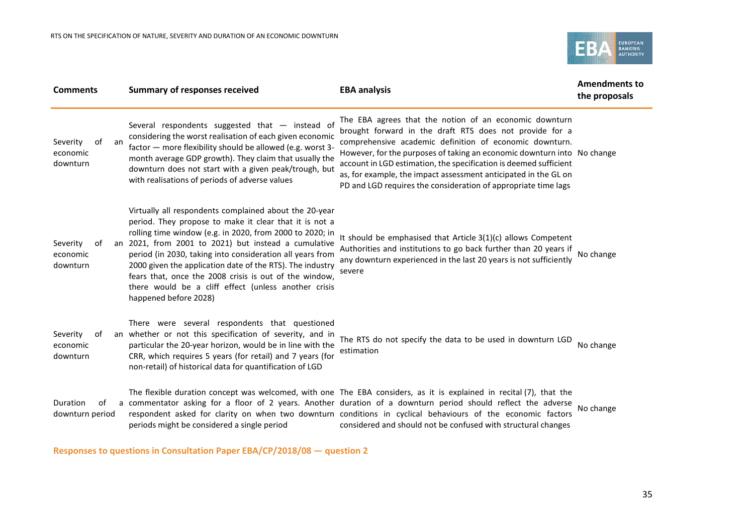| Comments | Summary of responses received | EBA analysis | Amendments to the proposals |
|---|---|---|---|
| Severity of an economic downturn | Several respondents suggested that — instead of considering the worst realisation of each given economic factor — more flexibility should be allowed (e.g. worst 3-month average GDP growth). They claim that usually the downturn does not start with a given peak/trough, but with realisations of periods of adverse values | The EBA agrees that the notion of an economic downturn brought forward in the draft RTS does not provide for a comprehensive academic definition of economic downturn. However, for the purposes of taking an economic downturn into account in LGD estimation, the specification is deemed sufficient as, for example, the impact assessment anticipated in the GL on PD and LGD requires the consideration of appropriate time lags | No change |
| Severity of an economic downturn | Virtually all respondents complained about the 20-year period. They propose to make it clear that it is not a rolling time window (e.g. in 2020, from 2000 to 2020; in 2021, from 2001 to 2021) but instead a cumulative period (in 2030, taking into consideration all years from 2000 given the application date of the RTS). The industry fears that, once the 2008 crisis is out of the window, there would be a cliff effect (unless another crisis happened before 2028) | It should be emphasised that Article 3(1)(c) allows Competent Authorities and institutions to go back further than 20 years if any downturn experienced in the last 20 years is not sufficiently severe | No change |
| Severity of an economic downturn | There were several respondents that questioned whether or not this specification of severity, and in particular the 20-year horizon, would be in line with the CRR, which requires 5 years (for retail) and 7 years (for non-retail) of historical data for quantification of LGD | The RTS do not specify the data to be used in downturn LGD estimation | No change |
| Duration of a downturn period | The flexible duration concept was welcomed, with one commentator asking for a floor of 2 years. Another respondent asked for clarity on when two downturn periods might be considered a single period | The EBA considers, as it is explained in recital (7), that the duration of a downturn period should reflect the adverse conditions in cyclical behaviours of the economic factors considered and should not be confused with structural changes | No change |

**Responses to questions in Consultation Paper EBA/CP/2018/08 — question 2**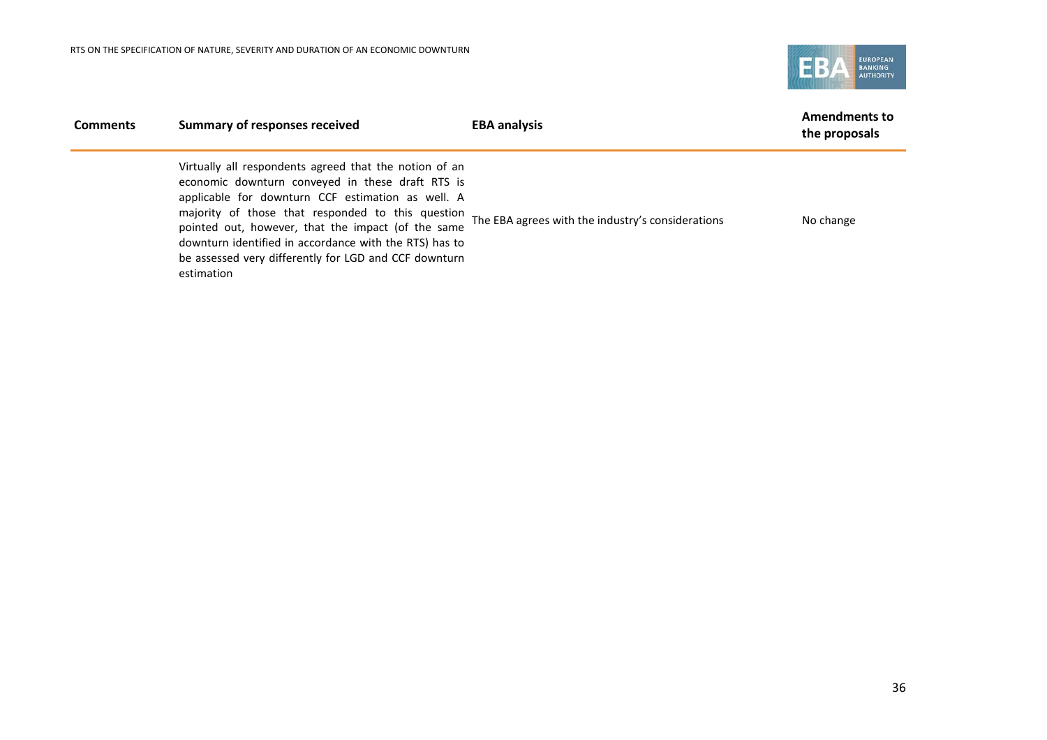| Comments | Summary of responses received | EBA analysis | Amendments to the proposals |
| --- | --- | --- | --- |
| | Virtually all respondents agreed that the notion of an economic downturn conveyed in these draft RTS is applicable for downturn CCF estimation as well. A majority of those that responded to this question pointed out, however, that the impact (of the same downturn identified in accordance with the RTS) has to be assessed very differently for LGD and CCF downturn estimation | The EBA agrees with the industry's considerations | No change |